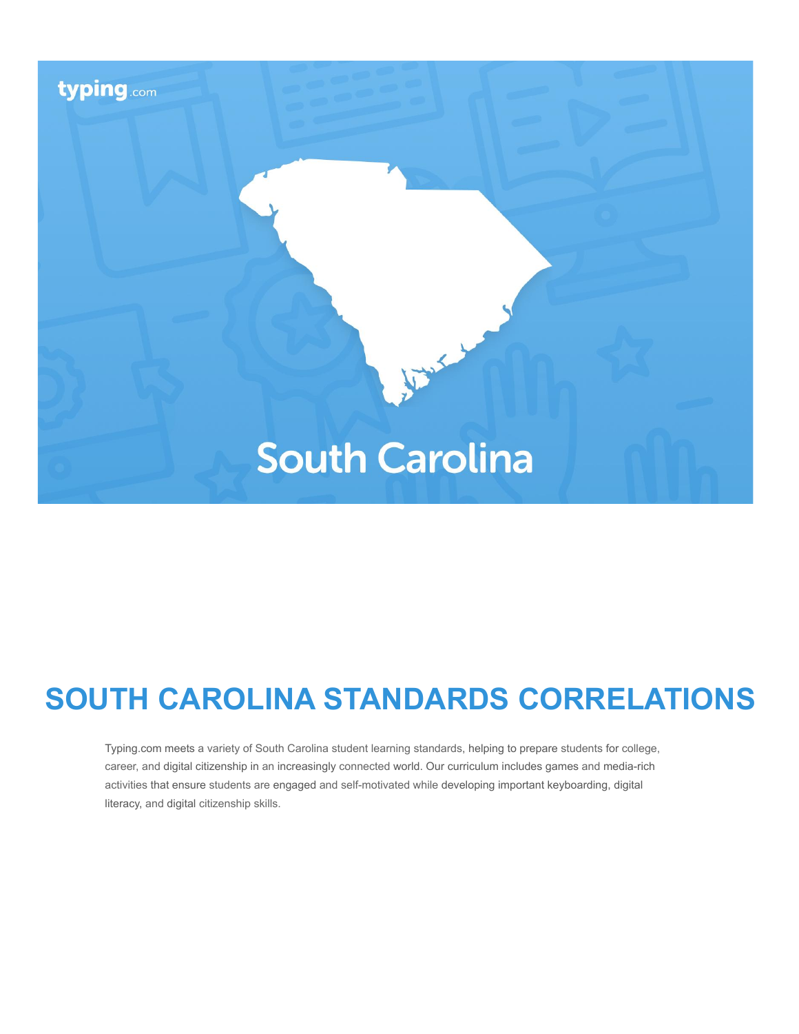typing.com

South Carolina

# SOUTH CAROLINA STANDARDS CORRELATIONS

Typing.com meets a variety of South Carolina student learning standards, helping to prepare students for college, career, and digital citizenship in an increasingly connected world. Our curriculum includes games and media-rich activities that ensure students are engaged and self-motivated while developing important keyboarding, digital literacy, and digital citizenship skills.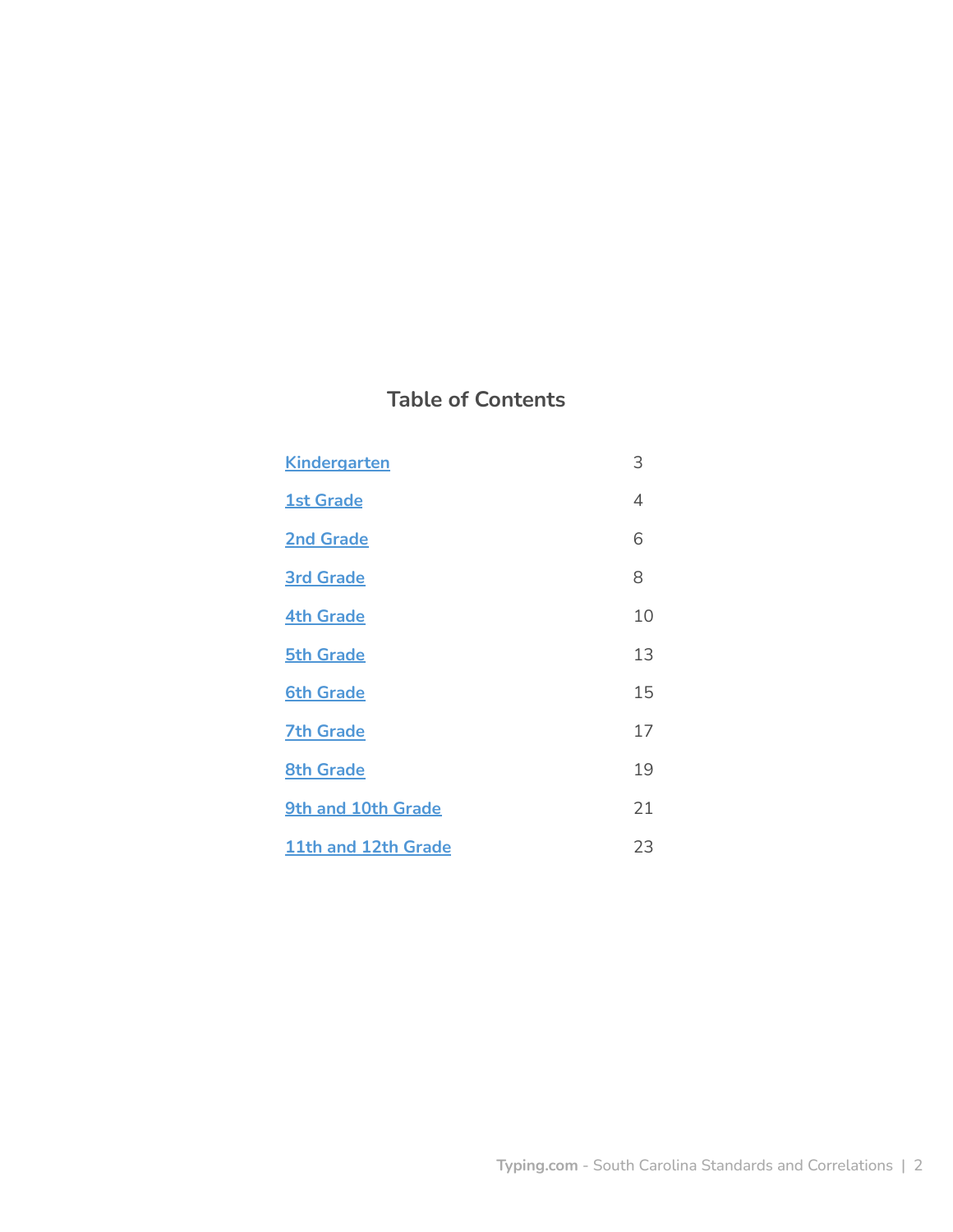## Table of Contents

| | |
|---|---|
| Kindergarten | 3 |
| 1st Grade | 4 |
| 2nd Grade | 6 |
| 3rd Grade | 8 |
| 4th Grade | 10 |
| 5th Grade | 13 |
| 6th Grade | 15 |
| 7th Grade | 17 |
| 8th Grade | 19 |
| 9th and 10th Grade | 21 |
| 11th and 12th Grade | 23 |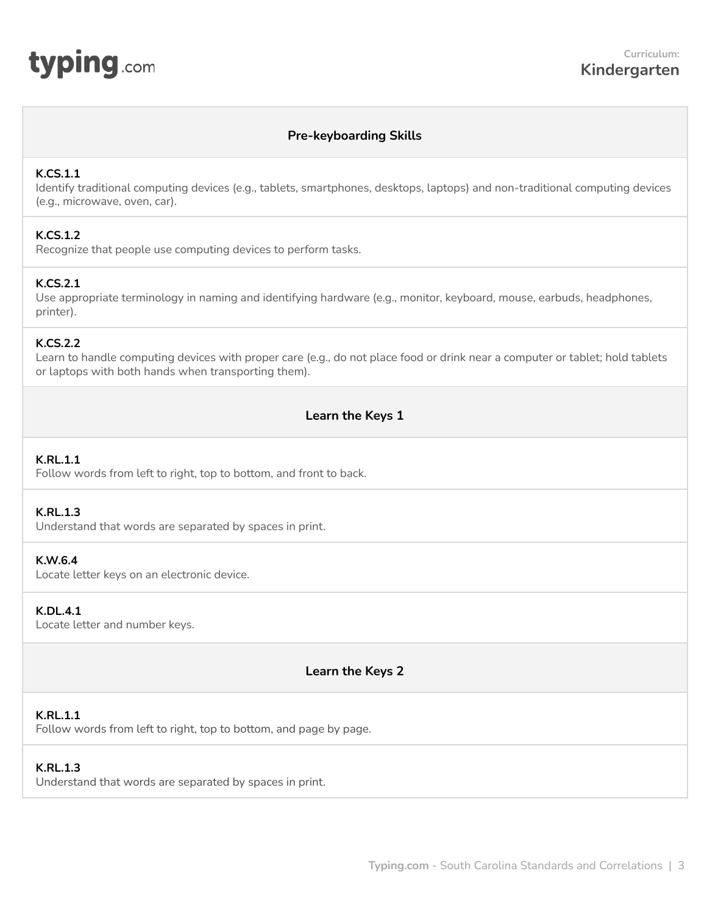**Curriculum: Kindergarten**

## Pre-keyboarding Skills

**K.CS.1.1**
Identify traditional computing devices (e.g., tablets, smartphones, desktops, laptops) and non-traditional computing devices (e.g., microwave, oven, car).

**K.CS.1.2**
Recognize that people use computing devices to perform tasks.

**K.CS.2.1**
Use appropriate terminology in naming and identifying hardware (e.g., monitor, keyboard, mouse, earbuds, headphones, printer).

**K.CS.2.2**
Learn to handle computing devices with proper care (e.g., do not place food or drink near a computer or tablet; hold tablets or laptops with both hands when transporting them).

## Learn the Keys 1

**K.RL.1.1**
Follow words from left to right, top to bottom, and front to back.

**K.RL.1.3**
Understand that words are separated by spaces in print.

**K.W.6.4**
Locate letter keys on an electronic device.

**K.DL.4.1**
Locate letter and number keys.

## Learn the Keys 2

**K.RL.1.1**
Follow words from left to right, top to bottom, and page by page.

**K.RL.1.3**
Understand that words are separated by spaces in print.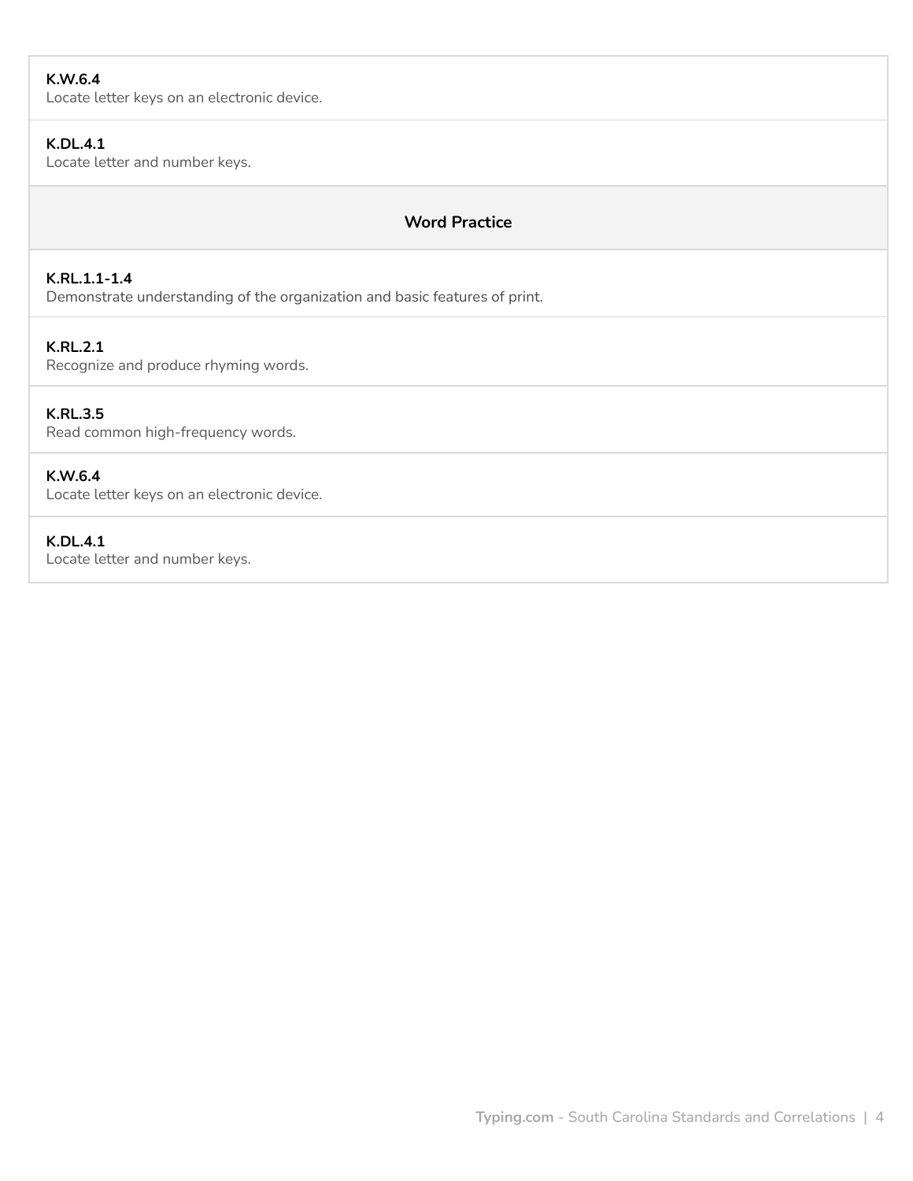**K.W.6.4**
Locate letter keys on an electronic device.

**K.DL.4.1**
Locate letter and number keys.

### Word Practice

**K.RL.1.1-1.4**
Demonstrate understanding of the organization and basic features of print.

**K.RL.2.1**
Recognize and produce rhyming words.

**K.RL.3.5**
Read common high-frequency words.

**K.W.6.4**
Locate letter keys on an electronic device.

**K.DL.4.1**
Locate letter and number keys.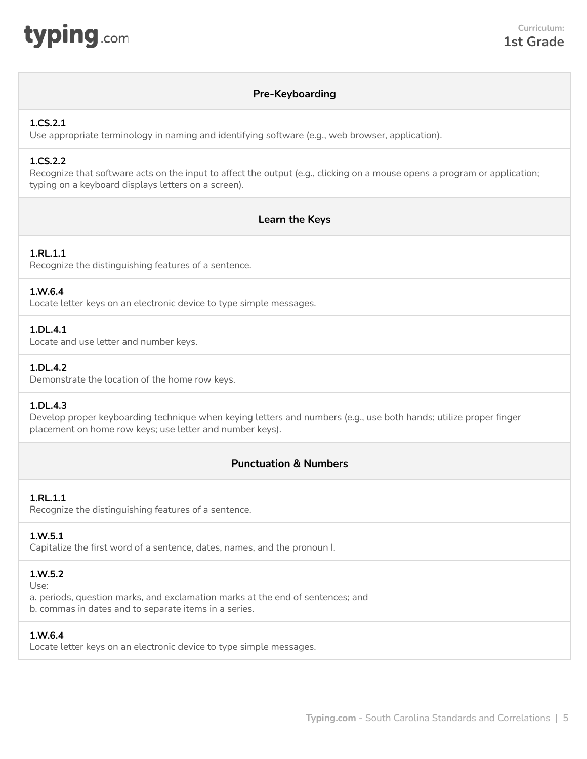**Curriculum: 1st Grade**

## Pre-Keyboarding

**1.CS.2.1**
Use appropriate terminology in naming and identifying software (e.g., web browser, application).

**1.CS.2.2**
Recognize that software acts on the input to affect the output (e.g., clicking on a mouse opens a program or application; typing on a keyboard displays letters on a screen).

## Learn the Keys

**1.RL.1.1**
Recognize the distinguishing features of a sentence.

**1.W.6.4**
Locate letter keys on an electronic device to type simple messages.

**1.DL.4.1**
Locate and use letter and number keys.

**1.DL.4.2**
Demonstrate the location of the home row keys.

**1.DL.4.3**
Develop proper keyboarding technique when keying letters and numbers (e.g., use both hands; utilize proper finger placement on home row keys; use letter and number keys).

## Punctuation & Numbers

**1.RL.1.1**
Recognize the distinguishing features of a sentence.

**1.W.5.1**
Capitalize the first word of a sentence, dates, names, and the pronoun I.

**1.W.5.2**
Use:
a. periods, question marks, and exclamation marks at the end of sentences; and
b. commas in dates and to separate items in a series.

**1.W.6.4**
Locate letter keys on an electronic device to type simple messages.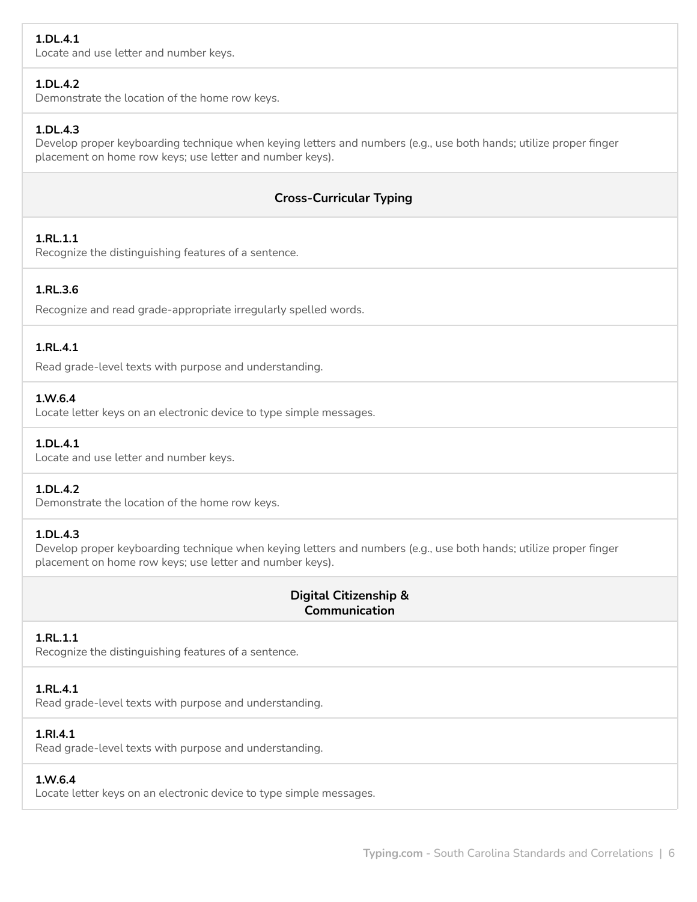**1.DL.4.1**
Locate and use letter and number keys.

**1.DL.4.2**
Demonstrate the location of the home row keys.

**1.DL.4.3**
Develop proper keyboarding technique when keying letters and numbers (e.g., use both hands; utilize proper finger placement on home row keys; use letter and number keys).

## Cross-Curricular Typing

**1.RL.1.1**
Recognize the distinguishing features of a sentence.

**1.RL.3.6**
Recognize and read grade-appropriate irregularly spelled words.

**1.RL.4.1**
Read grade-level texts with purpose and understanding.

**1.W.6.4**
Locate letter keys on an electronic device to type simple messages.

**1.DL.4.1**
Locate and use letter and number keys.

**1.DL.4.2**
Demonstrate the location of the home row keys.

**1.DL.4.3**
Develop proper keyboarding technique when keying letters and numbers (e.g., use both hands; utilize proper finger placement on home row keys; use letter and number keys).

## Digital Citizenship & Communication

**1.RL.1.1**
Recognize the distinguishing features of a sentence.

**1.RL.4.1**
Read grade-level texts with purpose and understanding.

**1.RI.4.1**
Read grade-level texts with purpose and understanding.

**1.W.6.4**
Locate letter keys on an electronic device to type simple messages.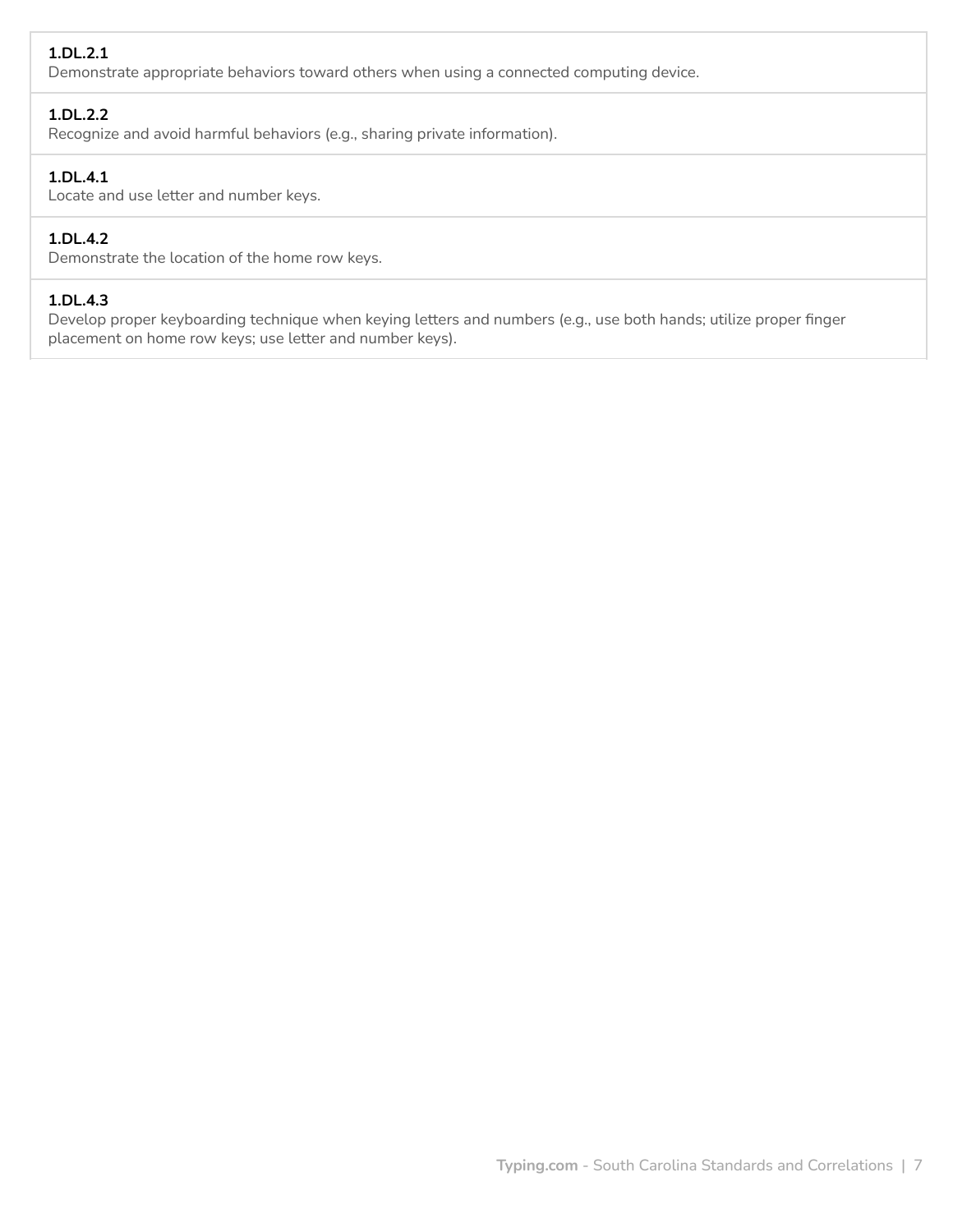**1.DL.2.1**
Demonstrate appropriate behaviors toward others when using a connected computing device.

**1.DL.2.2**
Recognize and avoid harmful behaviors (e.g., sharing private information).

**1.DL.4.1**
Locate and use letter and number keys.

**1.DL.4.2**
Demonstrate the location of the home row keys.

**1.DL.4.3**
Develop proper keyboarding technique when keying letters and numbers (e.g., use both hands; utilize proper finger placement on home row keys; use letter and number keys).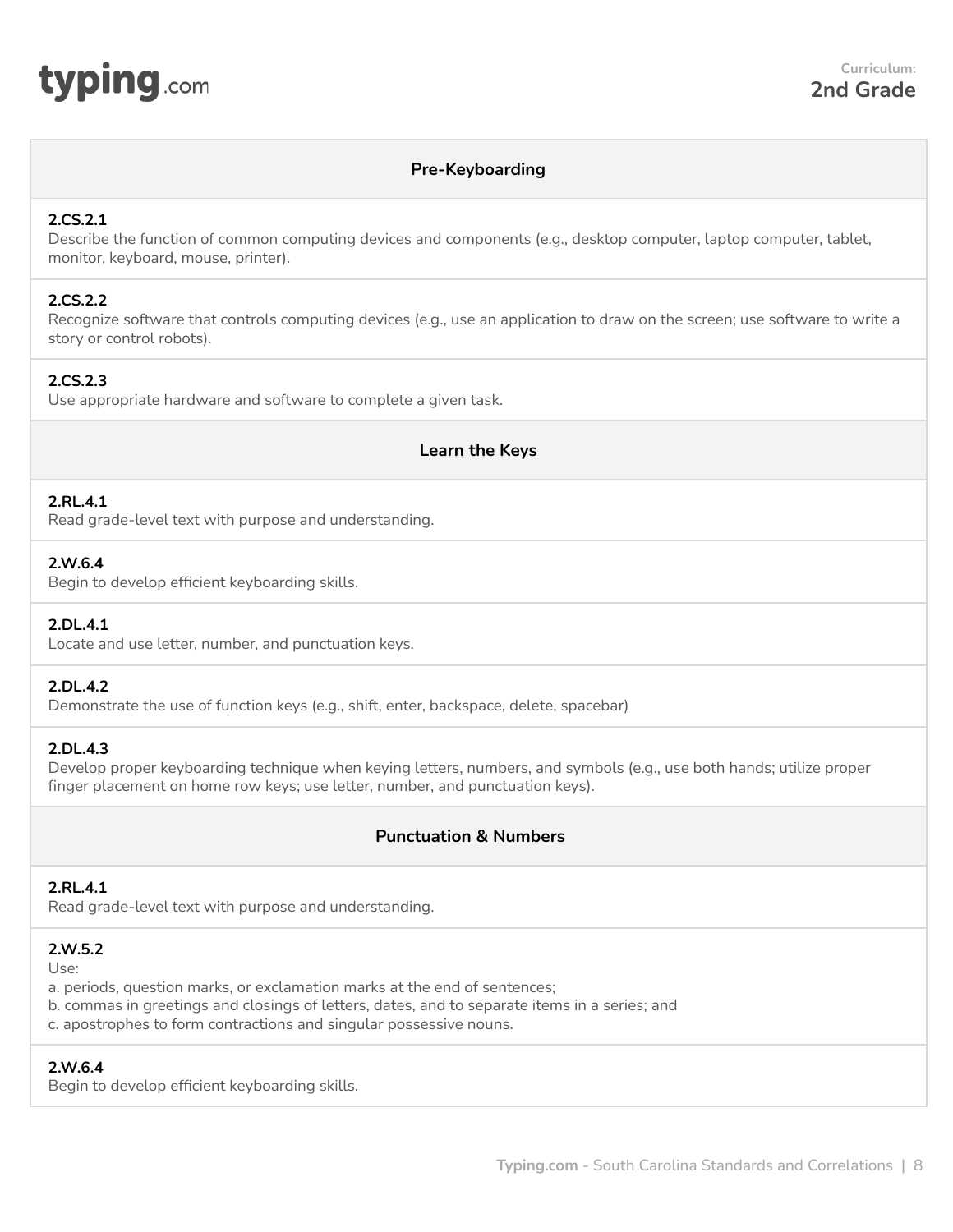**Curriculum:**
**2nd Grade**

## Pre-Keyboarding

**2.CS.2.1**
Describe the function of common computing devices and components (e.g., desktop computer, laptop computer, tablet, monitor, keyboard, mouse, printer).

**2.CS.2.2**
Recognize software that controls computing devices (e.g., use an application to draw on the screen; use software to write a story or control robots).

**2.CS.2.3**
Use appropriate hardware and software to complete a given task.

## Learn the Keys

**2.RL.4.1**
Read grade-level text with purpose and understanding.

**2.W.6.4**
Begin to develop efficient keyboarding skills.

**2.DL.4.1**
Locate and use letter, number, and punctuation keys.

**2.DL.4.2**
Demonstrate the use of function keys (e.g., shift, enter, backspace, delete, spacebar)

**2.DL.4.3**
Develop proper keyboarding technique when keying letters, numbers, and symbols (e.g., use both hands; utilize proper finger placement on home row keys; use letter, number, and punctuation keys).

## Punctuation & Numbers

**2.RL.4.1**
Read grade-level text with purpose and understanding.

**2.W.5.2**
Use:
a. periods, question marks, or exclamation marks at the end of sentences;
b. commas in greetings and closings of letters, dates, and to separate items in a series; and
c. apostrophes to form contractions and singular possessive nouns.

**2.W.6.4**
Begin to develop efficient keyboarding skills.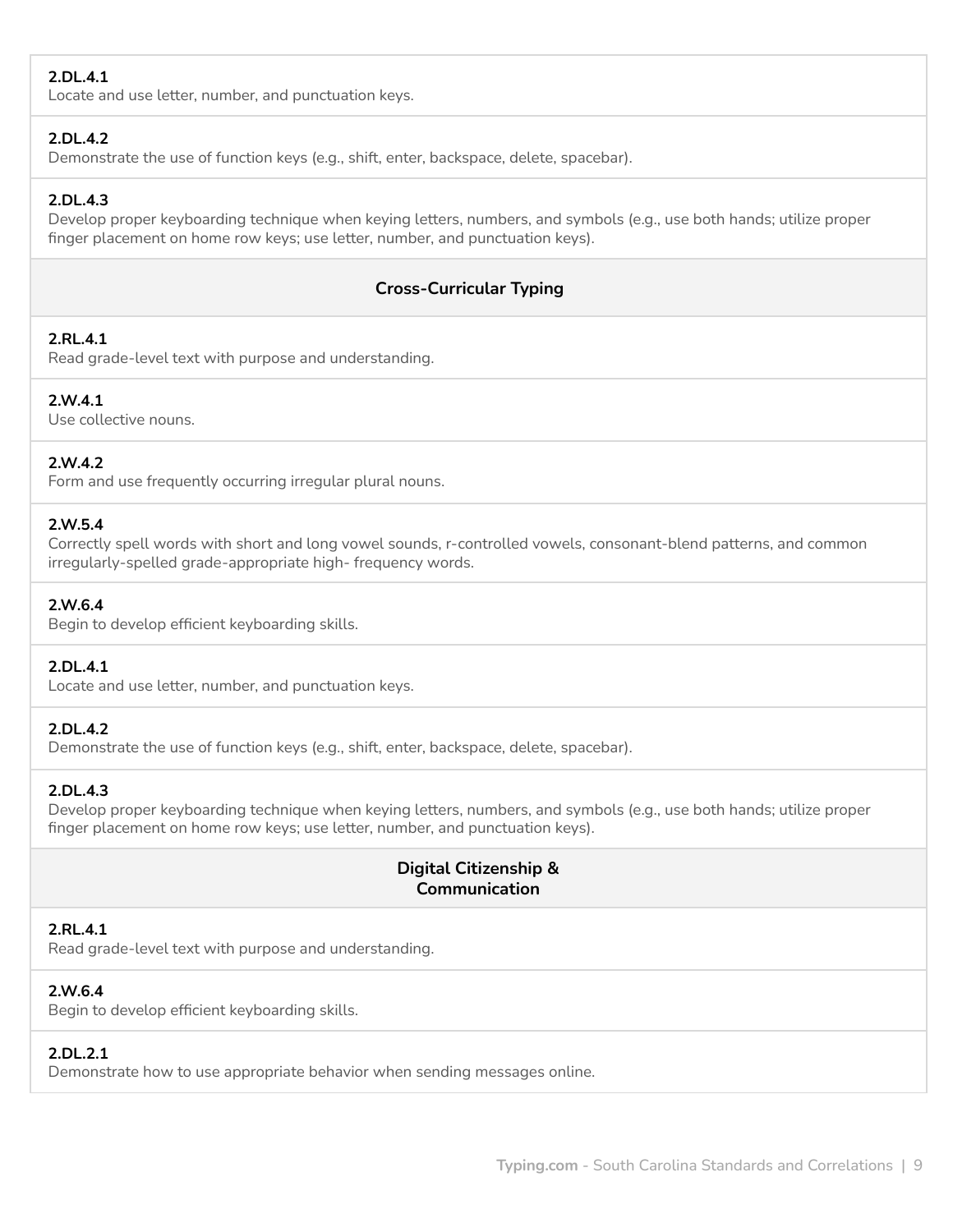**2.DL.4.1**
Locate and use letter, number, and punctuation keys.

**2.DL.4.2**
Demonstrate the use of function keys (e.g., shift, enter, backspace, delete, spacebar).

**2.DL.4.3**
Develop proper keyboarding technique when keying letters, numbers, and symbols (e.g., use both hands; utilize proper finger placement on home row keys; use letter, number, and punctuation keys).

### Cross-Curricular Typing

**2.RL.4.1**
Read grade-level text with purpose and understanding.

**2.W.4.1**
Use collective nouns.

**2.W.4.2**
Form and use frequently occurring irregular plural nouns.

**2.W.5.4**
Correctly spell words with short and long vowel sounds, r-controlled vowels, consonant-blend patterns, and common irregularly-spelled grade-appropriate high- frequency words.

**2.W.6.4**
Begin to develop efficient keyboarding skills.

**2.DL.4.1**
Locate and use letter, number, and punctuation keys.

**2.DL.4.2**
Demonstrate the use of function keys (e.g., shift, enter, backspace, delete, spacebar).

**2.DL.4.3**
Develop proper keyboarding technique when keying letters, numbers, and symbols (e.g., use both hands; utilize proper finger placement on home row keys; use letter, number, and punctuation keys).

### Digital Citizenship & Communication

**2.RL.4.1**
Read grade-level text with purpose and understanding.

**2.W.6.4**
Begin to develop efficient keyboarding skills.

**2.DL.2.1**
Demonstrate how to use appropriate behavior when sending messages online.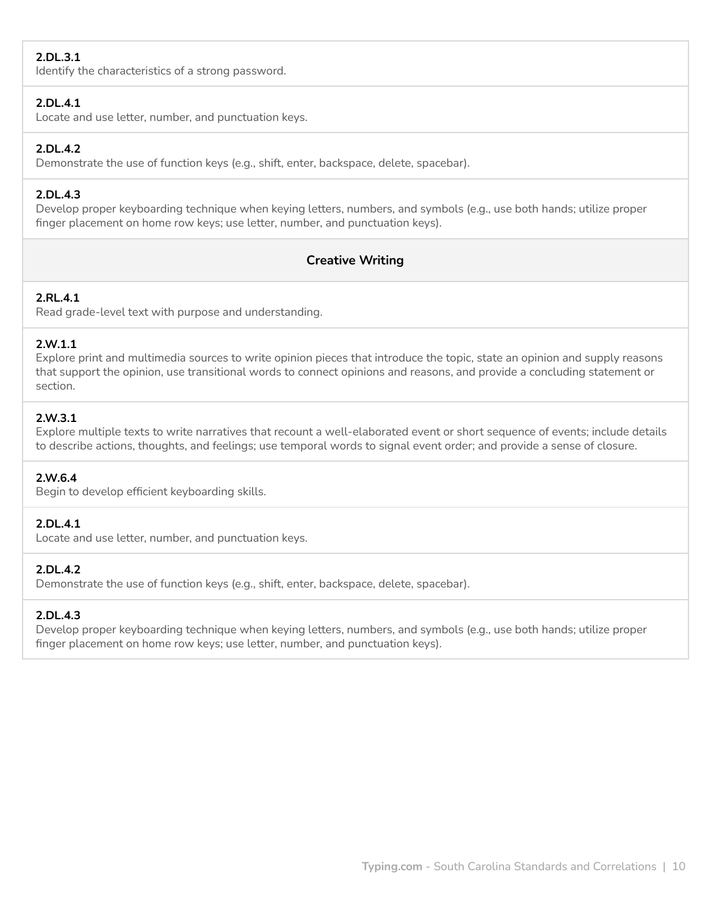**2.DL.3.1**
Identify the characteristics of a strong password.

**2.DL.4.1**
Locate and use letter, number, and punctuation keys.

**2.DL.4.2**
Demonstrate the use of function keys (e.g., shift, enter, backspace, delete, spacebar).

**2.DL.4.3**
Develop proper keyboarding technique when keying letters, numbers, and symbols (e.g., use both hands; utilize proper finger placement on home row keys; use letter, number, and punctuation keys).

### Creative Writing

**2.RL.4.1**
Read grade-level text with purpose and understanding.

**2.W.1.1**
Explore print and multimedia sources to write opinion pieces that introduce the topic, state an opinion and supply reasons that support the opinion, use transitional words to connect opinions and reasons, and provide a concluding statement or section.

**2.W.3.1**
Explore multiple texts to write narratives that recount a well-elaborated event or short sequence of events; include details to describe actions, thoughts, and feelings; use temporal words to signal event order; and provide a sense of closure.

**2.W.6.4**
Begin to develop efficient keyboarding skills.

**2.DL.4.1**
Locate and use letter, number, and punctuation keys.

**2.DL.4.2**
Demonstrate the use of function keys (e.g., shift, enter, backspace, delete, spacebar).

**2.DL.4.3**
Develop proper keyboarding technique when keying letters, numbers, and symbols (e.g., use both hands; utilize proper finger placement on home row keys; use letter, number, and punctuation keys).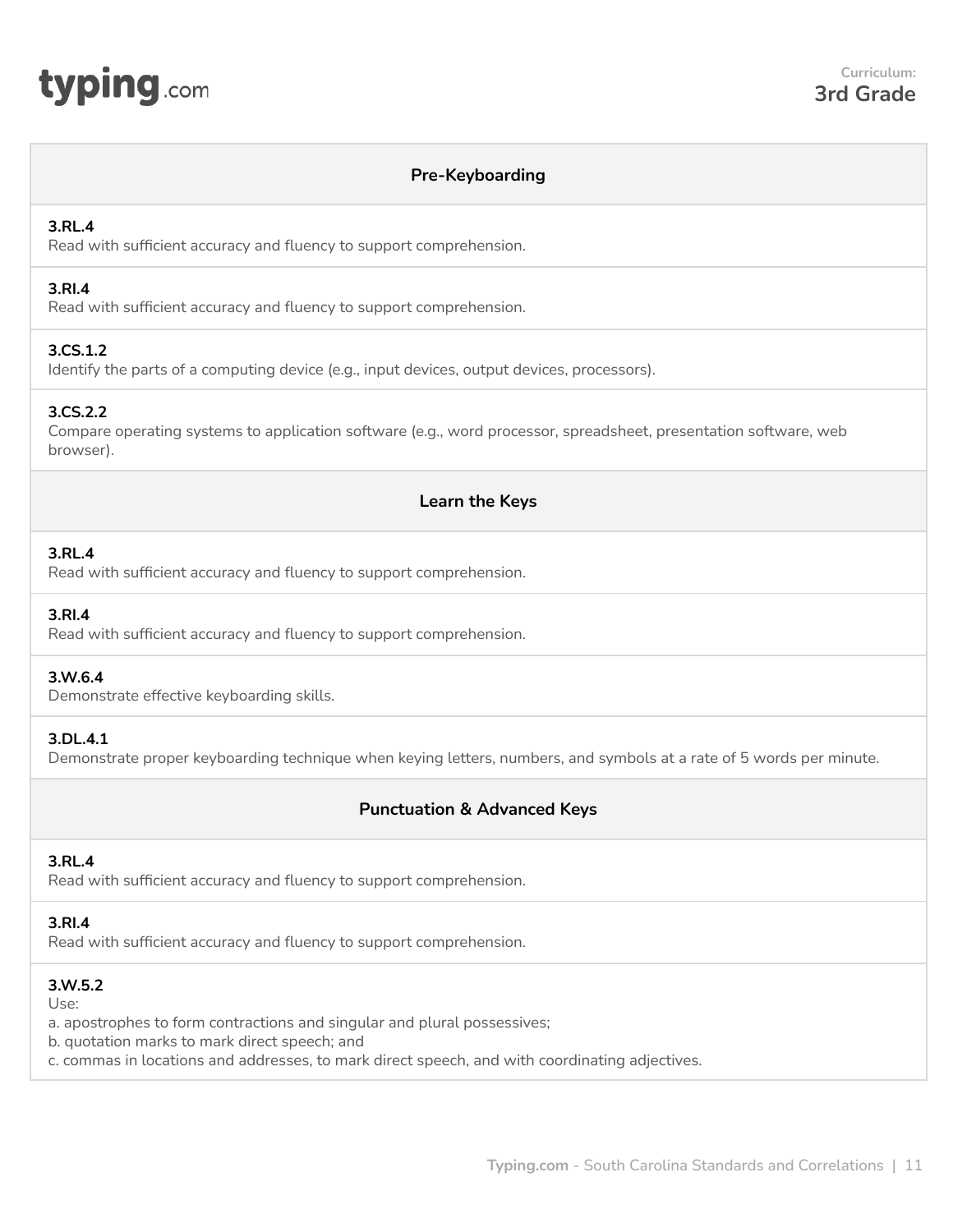**Curriculum:**
**3rd Grade**

## Pre-Keyboarding

**3.RL.4**
Read with sufficient accuracy and fluency to support comprehension.

**3.RI.4**
Read with sufficient accuracy and fluency to support comprehension.

**3.CS.1.2**
Identify the parts of a computing device (e.g., input devices, output devices, processors).

**3.CS.2.2**
Compare operating systems to application software (e.g., word processor, spreadsheet, presentation software, web browser).

## Learn the Keys

**3.RL.4**
Read with sufficient accuracy and fluency to support comprehension.

**3.RI.4**
Read with sufficient accuracy and fluency to support comprehension.

**3.W.6.4**
Demonstrate effective keyboarding skills.

**3.DL.4.1**
Demonstrate proper keyboarding technique when keying letters, numbers, and symbols at a rate of 5 words per minute.

## Punctuation & Advanced Keys

**3.RL.4**
Read with sufficient accuracy and fluency to support comprehension.

**3.RI.4**
Read with sufficient accuracy and fluency to support comprehension.

**3.W.5.2**
Use:
a. apostrophes to form contractions and singular and plural possessives;
b. quotation marks to mark direct speech; and
c. commas in locations and addresses, to mark direct speech, and with coordinating adjectives.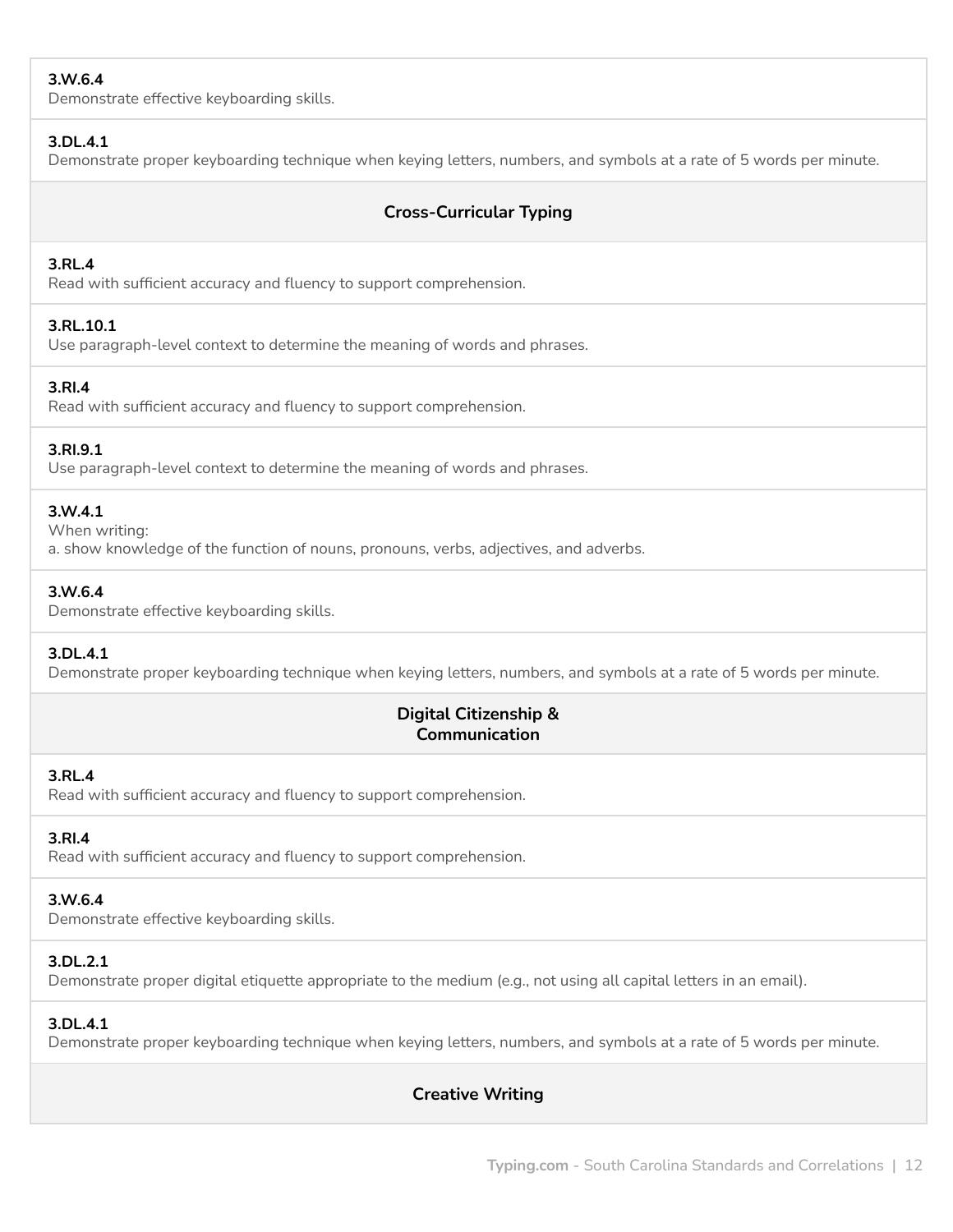**3.W.6.4**
Demonstrate effective keyboarding skills.

**3.DL.4.1**
Demonstrate proper keyboarding technique when keying letters, numbers, and symbols at a rate of 5 words per minute.

### Cross-Curricular Typing

**3.RL.4**
Read with sufficient accuracy and fluency to support comprehension.

**3.RL.10.1**
Use paragraph-level context to determine the meaning of words and phrases.

**3.RI.4**
Read with sufficient accuracy and fluency to support comprehension.

**3.RI.9.1**
Use paragraph-level context to determine the meaning of words and phrases.

**3.W.4.1**
When writing:
a. show knowledge of the function of nouns, pronouns, verbs, adjectives, and adverbs.

**3.W.6.4**
Demonstrate effective keyboarding skills.

**3.DL.4.1**
Demonstrate proper keyboarding technique when keying letters, numbers, and symbols at a rate of 5 words per minute.

### Digital Citizenship & Communication

**3.RL.4**
Read with sufficient accuracy and fluency to support comprehension.

**3.RI.4**
Read with sufficient accuracy and fluency to support comprehension.

**3.W.6.4**
Demonstrate effective keyboarding skills.

**3.DL.2.1**
Demonstrate proper digital etiquette appropriate to the medium (e.g., not using all capital letters in an email).

**3.DL.4.1**
Demonstrate proper keyboarding technique when keying letters, numbers, and symbols at a rate of 5 words per minute.

### Creative Writing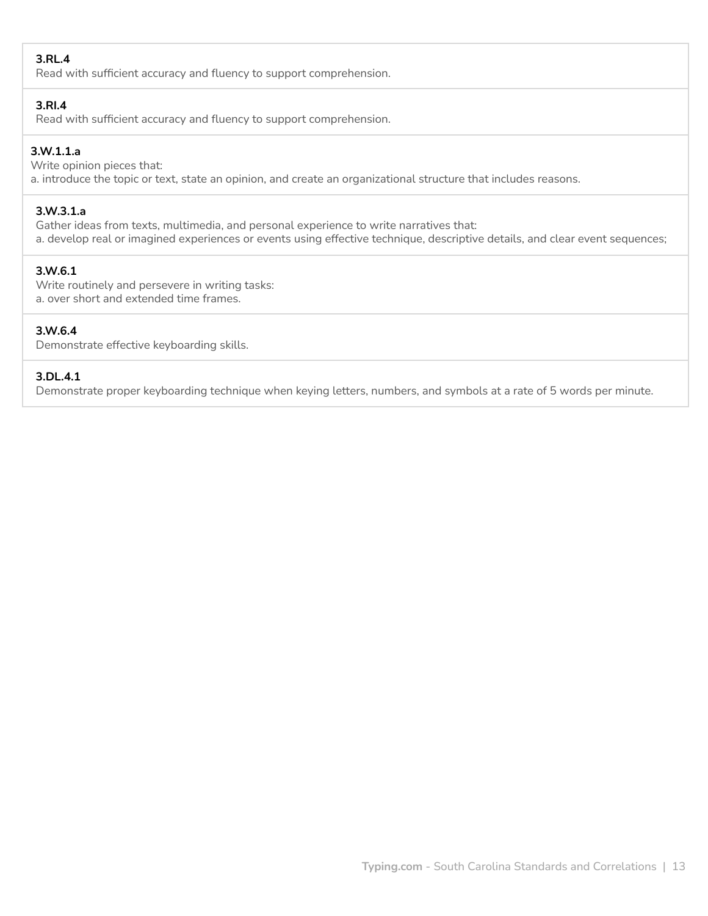**3.RL.4**
Read with sufficient accuracy and fluency to support comprehension.

**3.RI.4**
Read with sufficient accuracy and fluency to support comprehension.

**3.W.1.1.a**
Write opinion pieces that:
a. introduce the topic or text, state an opinion, and create an organizational structure that includes reasons.

**3.W.3.1.a**
Gather ideas from texts, multimedia, and personal experience to write narratives that:
a. develop real or imagined experiences or events using effective technique, descriptive details, and clear event sequences;

**3.W.6.1**
Write routinely and persevere in writing tasks:
a. over short and extended time frames.

**3.W.6.4**
Demonstrate effective keyboarding skills.

**3.DL.4.1**
Demonstrate proper keyboarding technique when keying letters, numbers, and symbols at a rate of 5 words per minute.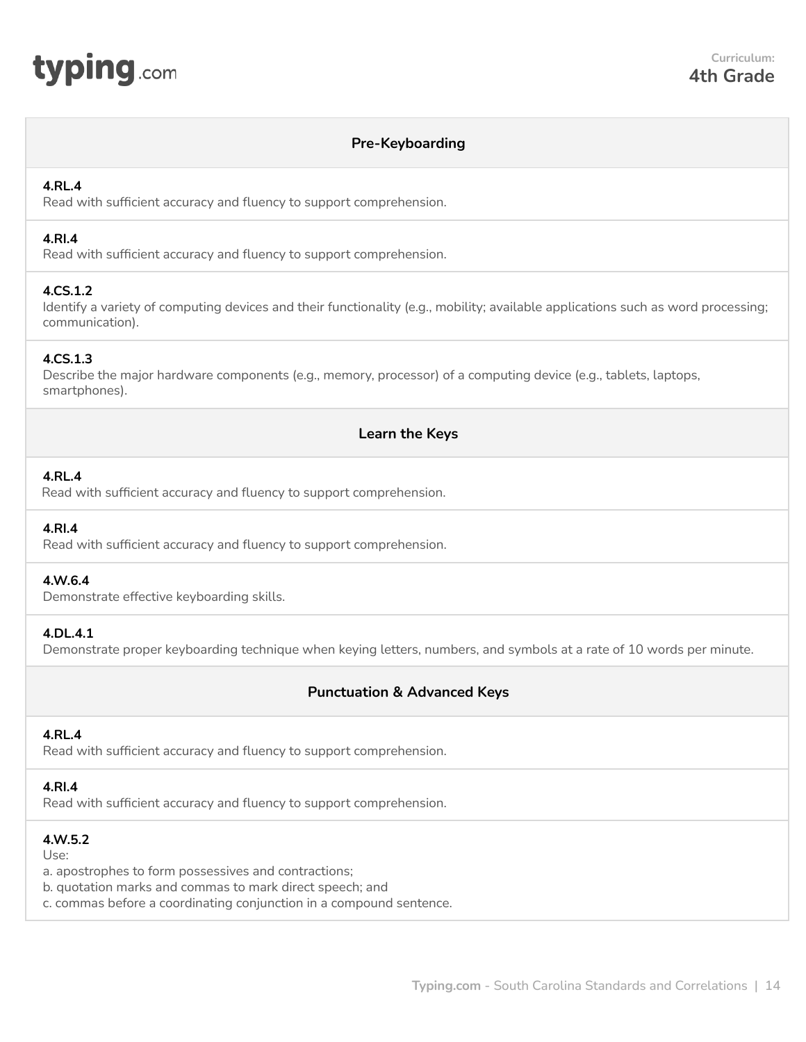## Pre-Keyboarding

**4.RL.4**
Read with sufficient accuracy and fluency to support comprehension.

**4.RI.4**
Read with sufficient accuracy and fluency to support comprehension.

**4.CS.1.2**
Identify a variety of computing devices and their functionality (e.g., mobility; available applications such as word processing; communication).

**4.CS.1.3**
Describe the major hardware components (e.g., memory, processor) of a computing device (e.g., tablets, laptops, smartphones).

## Learn the Keys

**4.RL.4**
Read with sufficient accuracy and fluency to support comprehension.

**4.RI.4**
Read with sufficient accuracy and fluency to support comprehension.

**4.W.6.4**
Demonstrate effective keyboarding skills.

**4.DL.4.1**
Demonstrate proper keyboarding technique when keying letters, numbers, and symbols at a rate of 10 words per minute.

## Punctuation & Advanced Keys

**4.RL.4**
Read with sufficient accuracy and fluency to support comprehension.

**4.RI.4**
Read with sufficient accuracy and fluency to support comprehension.

**4.W.5.2**
Use:
a. apostrophes to form possessives and contractions;
b. quotation marks and commas to mark direct speech; and
c. commas before a coordinating conjunction in a compound sentence.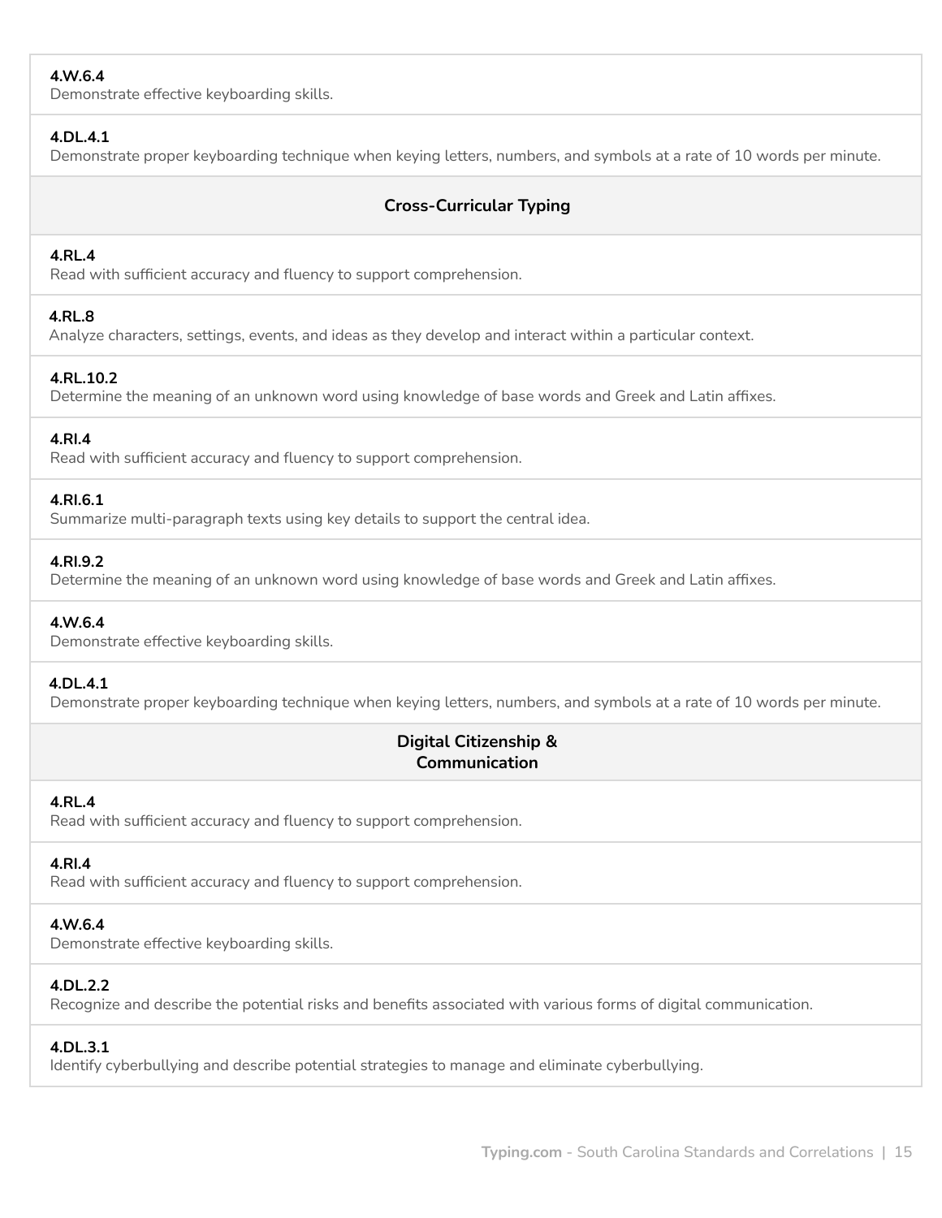**4.W.6.4**
Demonstrate effective keyboarding skills.

**4.DL.4.1**
Demonstrate proper keyboarding technique when keying letters, numbers, and symbols at a rate of 10 words per minute.

### Cross-Curricular Typing

**4.RL.4**
Read with sufficient accuracy and fluency to support comprehension.

**4.RL.8**
Analyze characters, settings, events, and ideas as they develop and interact within a particular context.

**4.RL.10.2**
Determine the meaning of an unknown word using knowledge of base words and Greek and Latin affixes.

**4.RI.4**
Read with sufficient accuracy and fluency to support comprehension.

**4.RI.6.1**
Summarize multi-paragraph texts using key details to support the central idea.

**4.RI.9.2**
Determine the meaning of an unknown word using knowledge of base words and Greek and Latin affixes.

**4.W.6.4**
Demonstrate effective keyboarding skills.

**4.DL.4.1**
Demonstrate proper keyboarding technique when keying letters, numbers, and symbols at a rate of 10 words per minute.

### Digital Citizenship & Communication

**4.RL.4**
Read with sufficient accuracy and fluency to support comprehension.

**4.RI.4**
Read with sufficient accuracy and fluency to support comprehension.

**4.W.6.4**
Demonstrate effective keyboarding skills.

**4.DL.2.2**
Recognize and describe the potential risks and benefits associated with various forms of digital communication.

**4.DL.3.1**
Identify cyberbullying and describe potential strategies to manage and eliminate cyberbullying.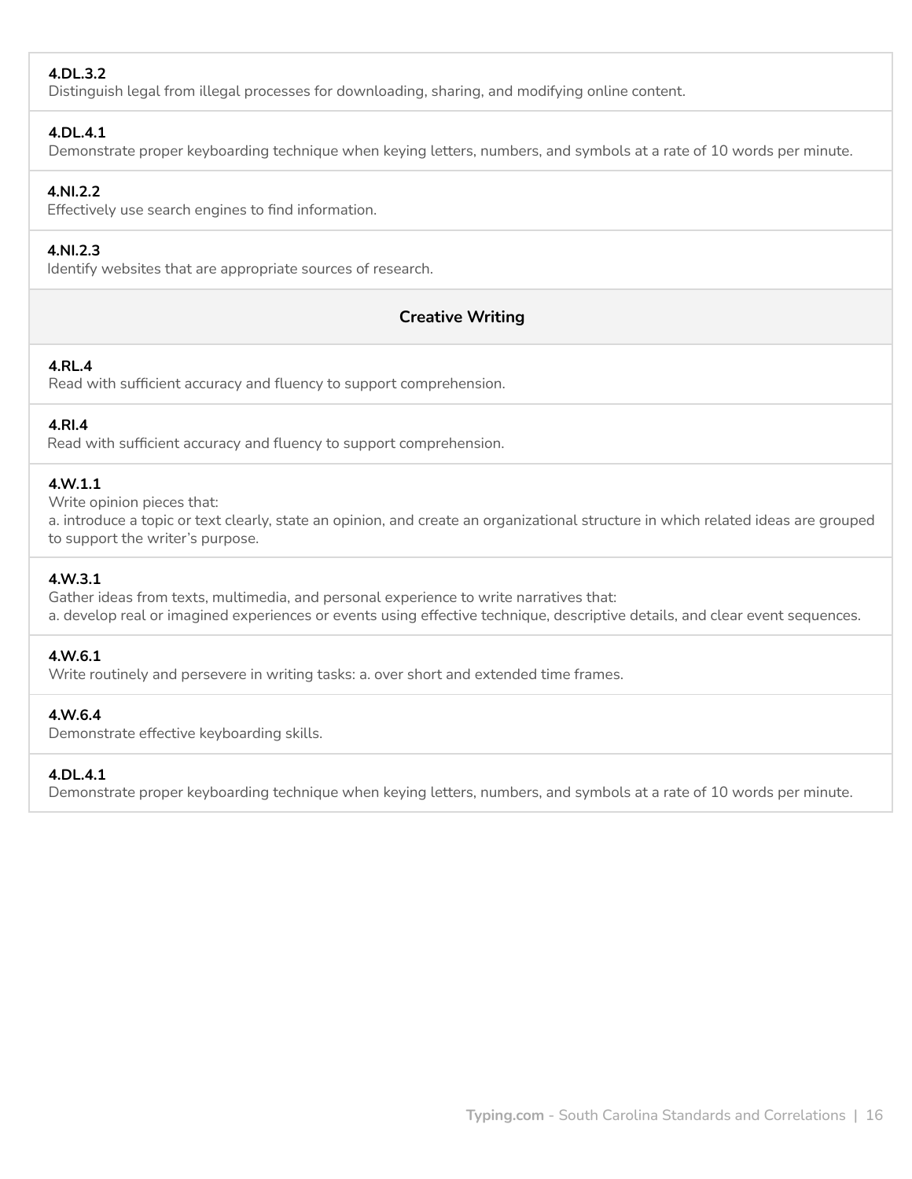**4.DL.3.2**
Distinguish legal from illegal processes for downloading, sharing, and modifying online content.

**4.DL.4.1**
Demonstrate proper keyboarding technique when keying letters, numbers, and symbols at a rate of 10 words per minute.

**4.NI.2.2**
Effectively use search engines to find information.

**4.NI.2.3**
Identify websites that are appropriate sources of research.

### Creative Writing

**4.RL.4**
Read with sufficient accuracy and fluency to support comprehension.

**4.RI.4**
Read with sufficient accuracy and fluency to support comprehension.

**4.W.1.1**
Write opinion pieces that:
a. introduce a topic or text clearly, state an opinion, and create an organizational structure in which related ideas are grouped to support the writer's purpose.

**4.W.3.1**
Gather ideas from texts, multimedia, and personal experience to write narratives that:
a. develop real or imagined experiences or events using effective technique, descriptive details, and clear event sequences.

**4.W.6.1**
Write routinely and persevere in writing tasks: a. over short and extended time frames.

**4.W.6.4**
Demonstrate effective keyboarding skills.

**4.DL.4.1**
Demonstrate proper keyboarding technique when keying letters, numbers, and symbols at a rate of 10 words per minute.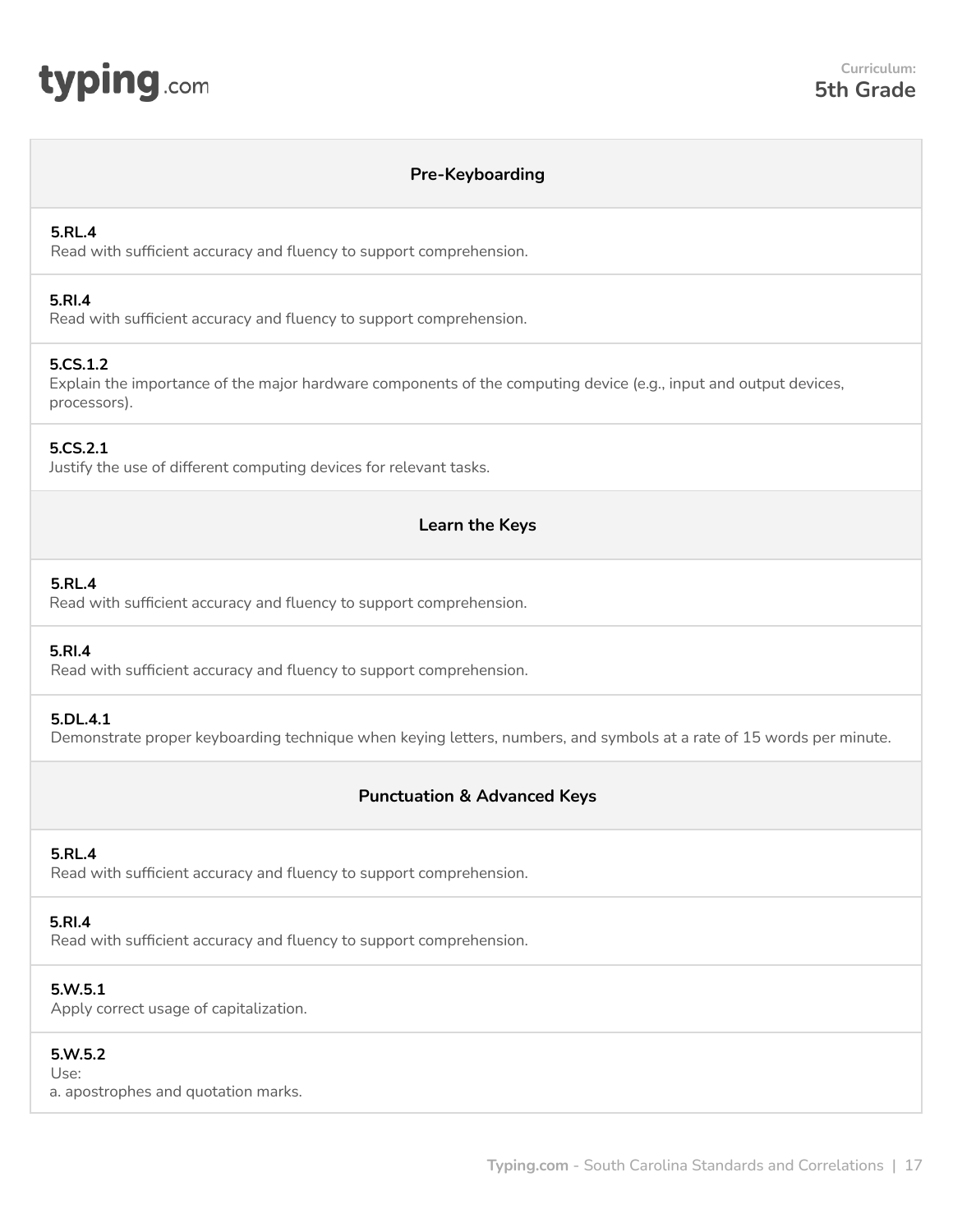**Curriculum:**
**5th Grade**

## Pre-Keyboarding

**5.RL.4**
Read with sufficient accuracy and fluency to support comprehension.

**5.RI.4**
Read with sufficient accuracy and fluency to support comprehension.

**5.CS.1.2**
Explain the importance of the major hardware components of the computing device (e.g., input and output devices, processors).

**5.CS.2.1**
Justify the use of different computing devices for relevant tasks.

## Learn the Keys

**5.RL.4**
Read with sufficient accuracy and fluency to support comprehension.

**5.RI.4**
Read with sufficient accuracy and fluency to support comprehension.

**5.DL.4.1**
Demonstrate proper keyboarding technique when keying letters, numbers, and symbols at a rate of 15 words per minute.

## Punctuation & Advanced Keys

**5.RL.4**
Read with sufficient accuracy and fluency to support comprehension.

**5.RI.4**
Read with sufficient accuracy and fluency to support comprehension.

**5.W.5.1**
Apply correct usage of capitalization.

**5.W.5.2**
Use:
a. apostrophes and quotation marks.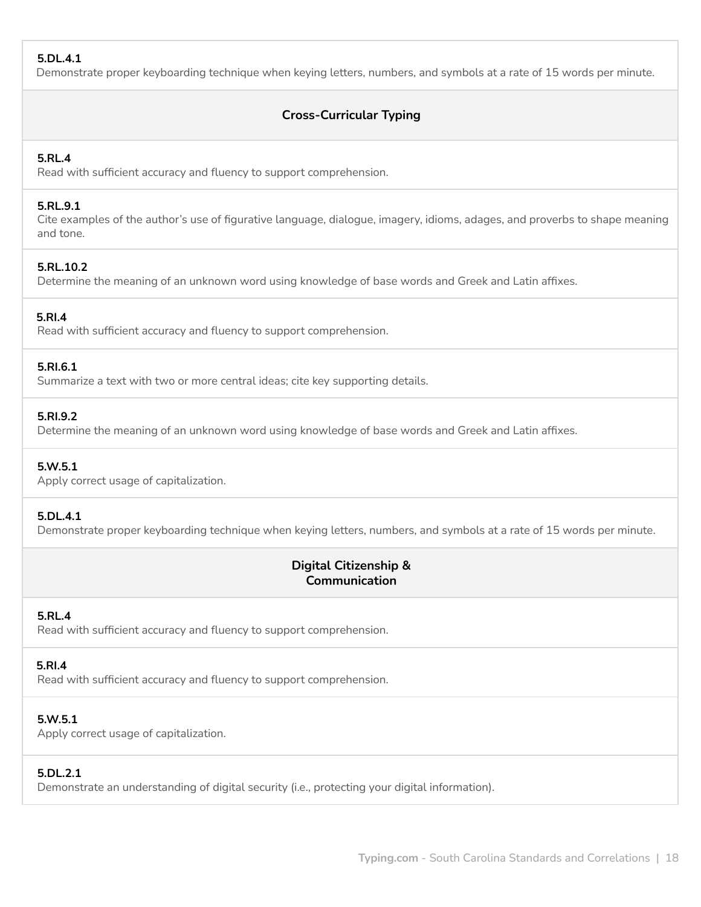**5.DL.4.1**
Demonstrate proper keyboarding technique when keying letters, numbers, and symbols at a rate of 15 words per minute.

### Cross-Curricular Typing

**5.RL.4**
Read with sufficient accuracy and fluency to support comprehension.

**5.RL.9.1**
Cite examples of the author's use of figurative language, dialogue, imagery, idioms, adages, and proverbs to shape meaning and tone.

**5.RL.10.2**
Determine the meaning of an unknown word using knowledge of base words and Greek and Latin affixes.

**5.RI.4**
Read with sufficient accuracy and fluency to support comprehension.

**5.RI.6.1**
Summarize a text with two or more central ideas; cite key supporting details.

**5.RI.9.2**
Determine the meaning of an unknown word using knowledge of base words and Greek and Latin affixes.

**5.W.5.1**
Apply correct usage of capitalization.

**5.DL.4.1**
Demonstrate proper keyboarding technique when keying letters, numbers, and symbols at a rate of 15 words per minute.

### Digital Citizenship & Communication

**5.RL.4**
Read with sufficient accuracy and fluency to support comprehension.

**5.RI.4**
Read with sufficient accuracy and fluency to support comprehension.

**5.W.5.1**
Apply correct usage of capitalization.

**5.DL.2.1**
Demonstrate an understanding of digital security (i.e., protecting your digital information).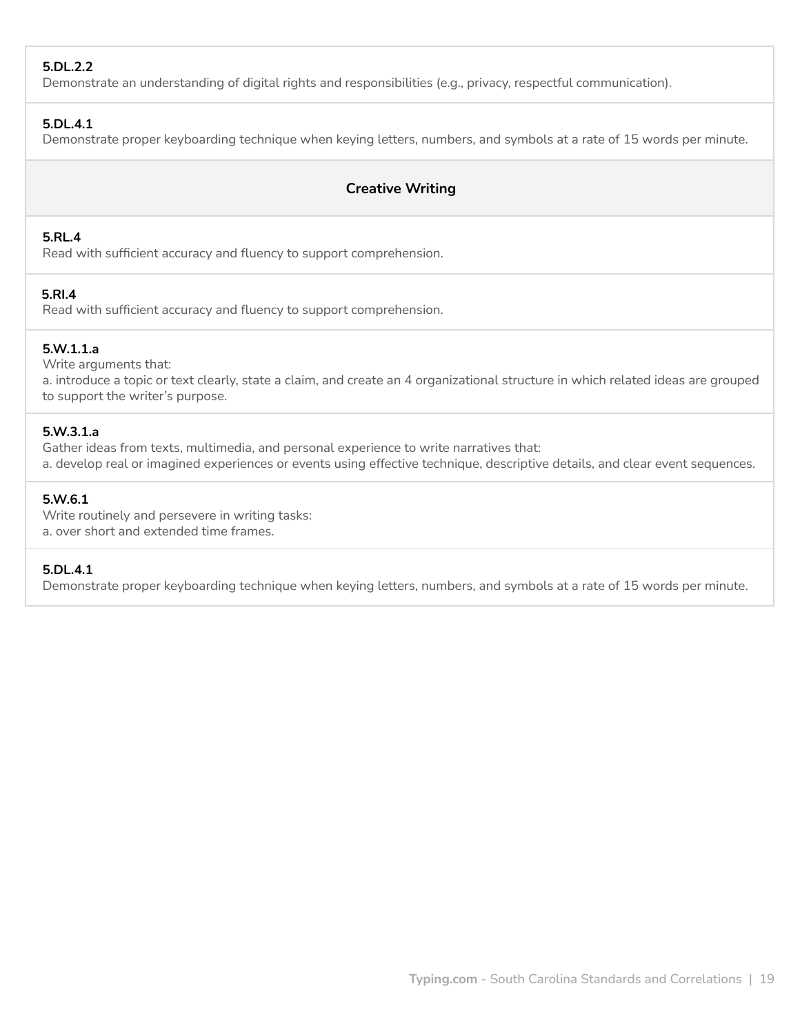**5.DL.2.2**
Demonstrate an understanding of digital rights and responsibilities (e.g., privacy, respectful communication).

**5.DL.4.1**
Demonstrate proper keyboarding technique when keying letters, numbers, and symbols at a rate of 15 words per minute.

### Creative Writing

**5.RL.4**
Read with sufficient accuracy and fluency to support comprehension.

**5.RI.4**
Read with sufficient accuracy and fluency to support comprehension.

**5.W.1.1.a**
Write arguments that:
a. introduce a topic or text clearly, state a claim, and create an 4 organizational structure in which related ideas are grouped to support the writer's purpose.

**5.W.3.1.a**
Gather ideas from texts, multimedia, and personal experience to write narratives that:
a. develop real or imagined experiences or events using effective technique, descriptive details, and clear event sequences.

**5.W.6.1**
Write routinely and persevere in writing tasks:
a. over short and extended time frames.

**5.DL.4.1**
Demonstrate proper keyboarding technique when keying letters, numbers, and symbols at a rate of 15 words per minute.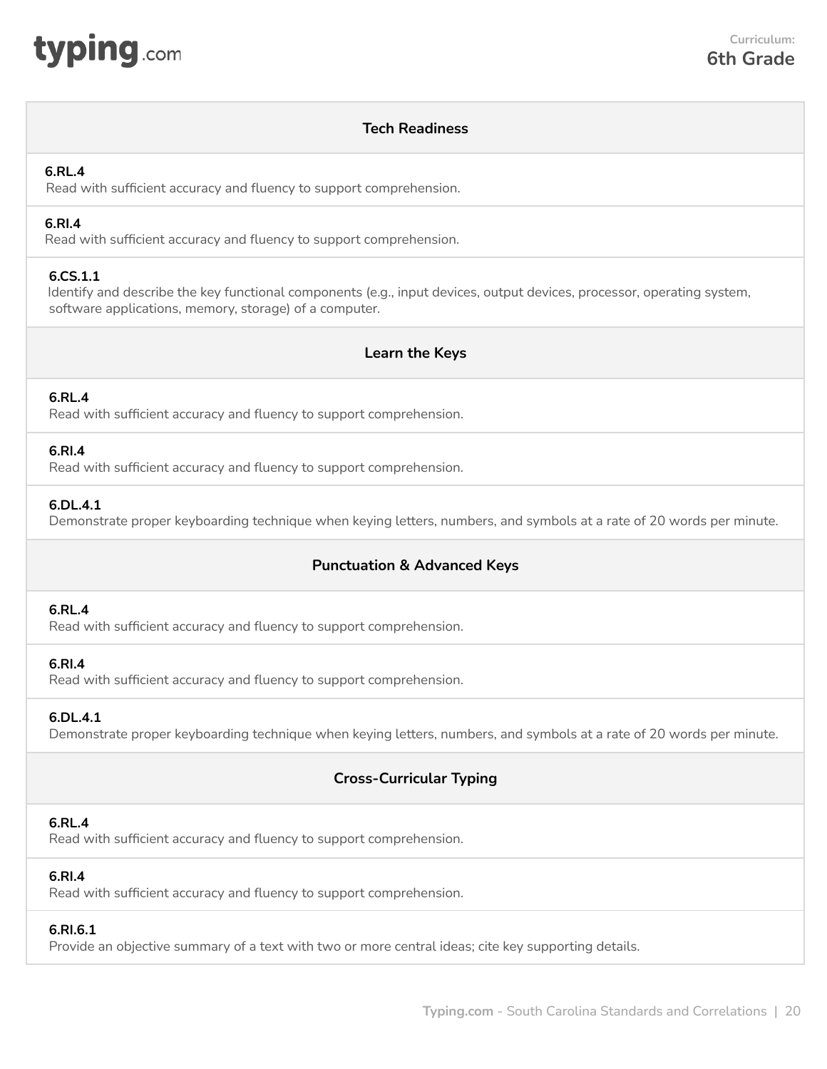**Curriculum: 6th Grade**

## Tech Readiness

**6.RL.4**
Read with sufficient accuracy and fluency to support comprehension.

**6.RI.4**
Read with sufficient accuracy and fluency to support comprehension.

**6.CS.1.1**
Identify and describe the key functional components (e.g., input devices, output devices, processor, operating system, software applications, memory, storage) of a computer.

## Learn the Keys

**6.RL.4**
Read with sufficient accuracy and fluency to support comprehension.

**6.RI.4**
Read with sufficient accuracy and fluency to support comprehension.

**6.DL.4.1**
Demonstrate proper keyboarding technique when keying letters, numbers, and symbols at a rate of 20 words per minute.

## Punctuation & Advanced Keys

**6.RL.4**
Read with sufficient accuracy and fluency to support comprehension.

**6.RI.4**
Read with sufficient accuracy and fluency to support comprehension.

**6.DL.4.1**
Demonstrate proper keyboarding technique when keying letters, numbers, and symbols at a rate of 20 words per minute.

## Cross-Curricular Typing

**6.RL.4**
Read with sufficient accuracy and fluency to support comprehension.

**6.RI.4**
Read with sufficient accuracy and fluency to support comprehension.

**6.RI.6.1**
Provide an objective summary of a text with two or more central ideas; cite key supporting details.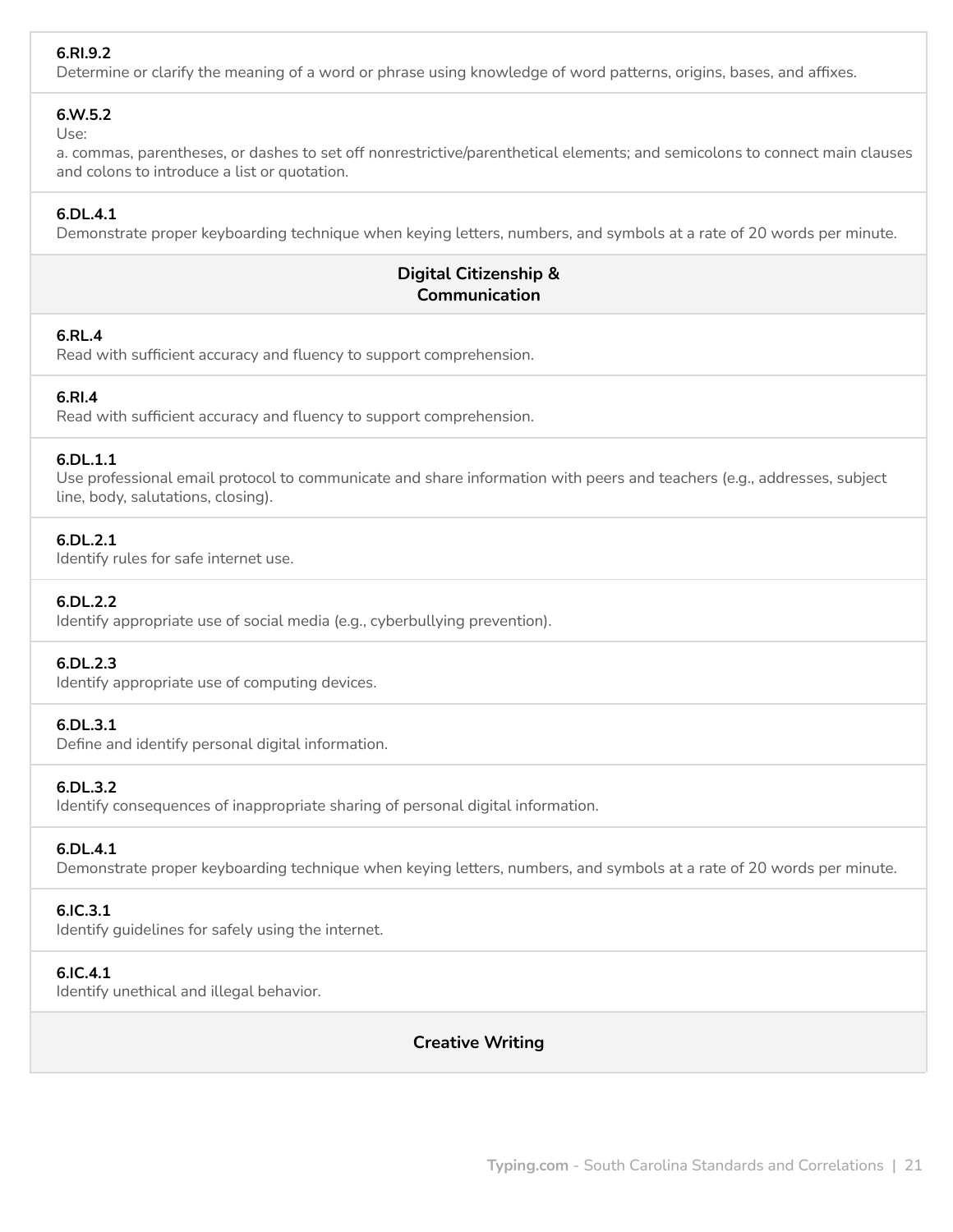**6.RI.9.2**
Determine or clarify the meaning of a word or phrase using knowledge of word patterns, origins, bases, and affixes.

**6.W.5.2**
Use:
a. commas, parentheses, or dashes to set off nonrestrictive/parenthetical elements; and semicolons to connect main clauses and colons to introduce a list or quotation.

**6.DL.4.1**
Demonstrate proper keyboarding technique when keying letters, numbers, and symbols at a rate of 20 words per minute.

### Digital Citizenship & Communication

**6.RL.4**
Read with sufficient accuracy and fluency to support comprehension.

**6.RI.4**
Read with sufficient accuracy and fluency to support comprehension.

**6.DL.1.1**
Use professional email protocol to communicate and share information with peers and teachers (e.g., addresses, subject line, body, salutations, closing).

**6.DL.2.1**
Identify rules for safe internet use.

**6.DL.2.2**
Identify appropriate use of social media (e.g., cyberbullying prevention).

**6.DL.2.3**
Identify appropriate use of computing devices.

**6.DL.3.1**
Define and identify personal digital information.

**6.DL.3.2**
Identify consequences of inappropriate sharing of personal digital information.

**6.DL.4.1**
Demonstrate proper keyboarding technique when keying letters, numbers, and symbols at a rate of 20 words per minute.

**6.IC.3.1**
Identify guidelines for safely using the internet.

**6.IC.4.1**
Identify unethical and illegal behavior.

### Creative Writing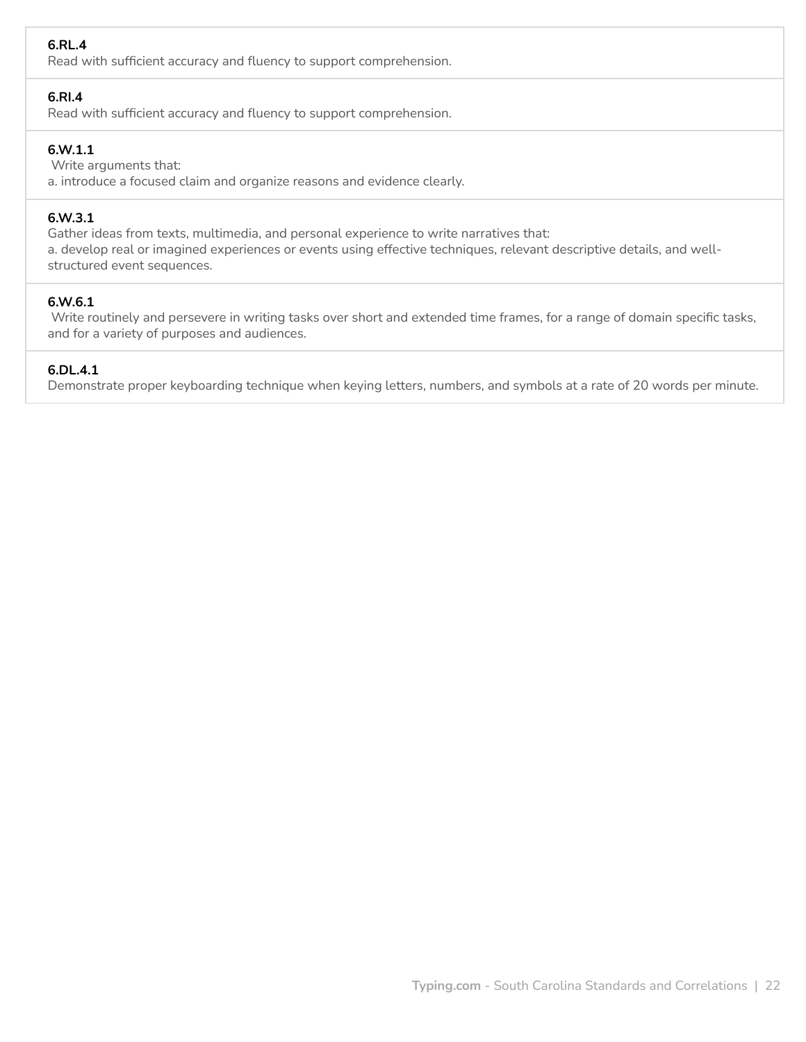**6.RL.4**
Read with sufficient accuracy and fluency to support comprehension.

**6.RI.4**
Read with sufficient accuracy and fluency to support comprehension.

**6.W.1.1**
Write arguments that:
a. introduce a focused claim and organize reasons and evidence clearly.

**6.W.3.1**
Gather ideas from texts, multimedia, and personal experience to write narratives that:
a. develop real or imagined experiences or events using effective techniques, relevant descriptive details, and well-structured event sequences.

**6.W.6.1**
Write routinely and persevere in writing tasks over short and extended time frames, for a range of domain specific tasks, and for a variety of purposes and audiences.

**6.DL.4.1**
Demonstrate proper keyboarding technique when keying letters, numbers, and symbols at a rate of 20 words per minute.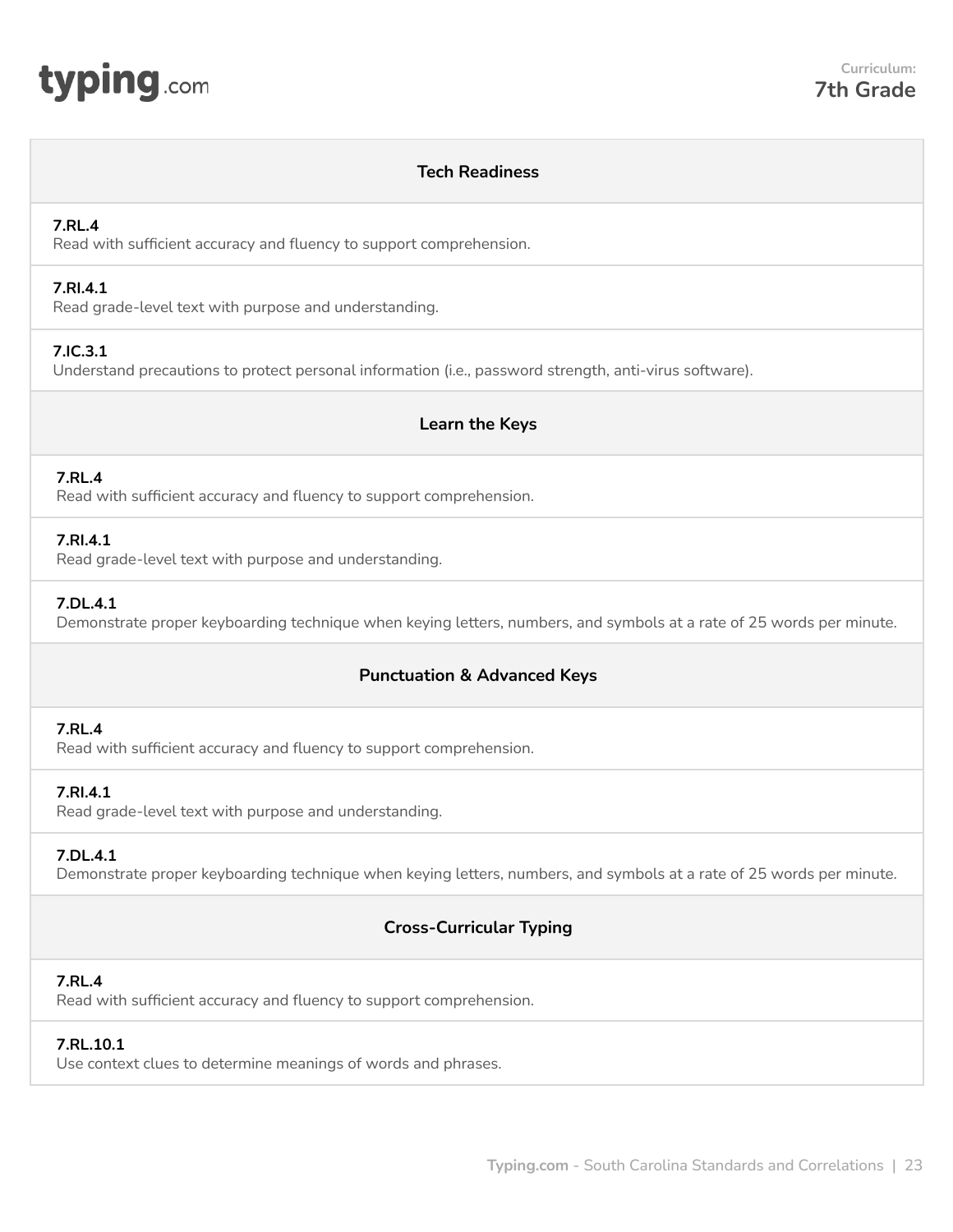## Tech Readiness

**7.RL.4**
Read with sufficient accuracy and fluency to support comprehension.

**7.RI.4.1**
Read grade-level text with purpose and understanding.

**7.IC.3.1**
Understand precautions to protect personal information (i.e., password strength, anti-virus software).

## Learn the Keys

**7.RL.4**
Read with sufficient accuracy and fluency to support comprehension.

**7.RI.4.1**
Read grade-level text with purpose and understanding.

**7.DL.4.1**
Demonstrate proper keyboarding technique when keying letters, numbers, and symbols at a rate of 25 words per minute.

## Punctuation & Advanced Keys

**7.RL.4**
Read with sufficient accuracy and fluency to support comprehension.

**7.RI.4.1**
Read grade-level text with purpose and understanding.

**7.DL.4.1**
Demonstrate proper keyboarding technique when keying letters, numbers, and symbols at a rate of 25 words per minute.

## Cross-Curricular Typing

**7.RL.4**
Read with sufficient accuracy and fluency to support comprehension.

**7.RL.10.1**
Use context clues to determine meanings of words and phrases.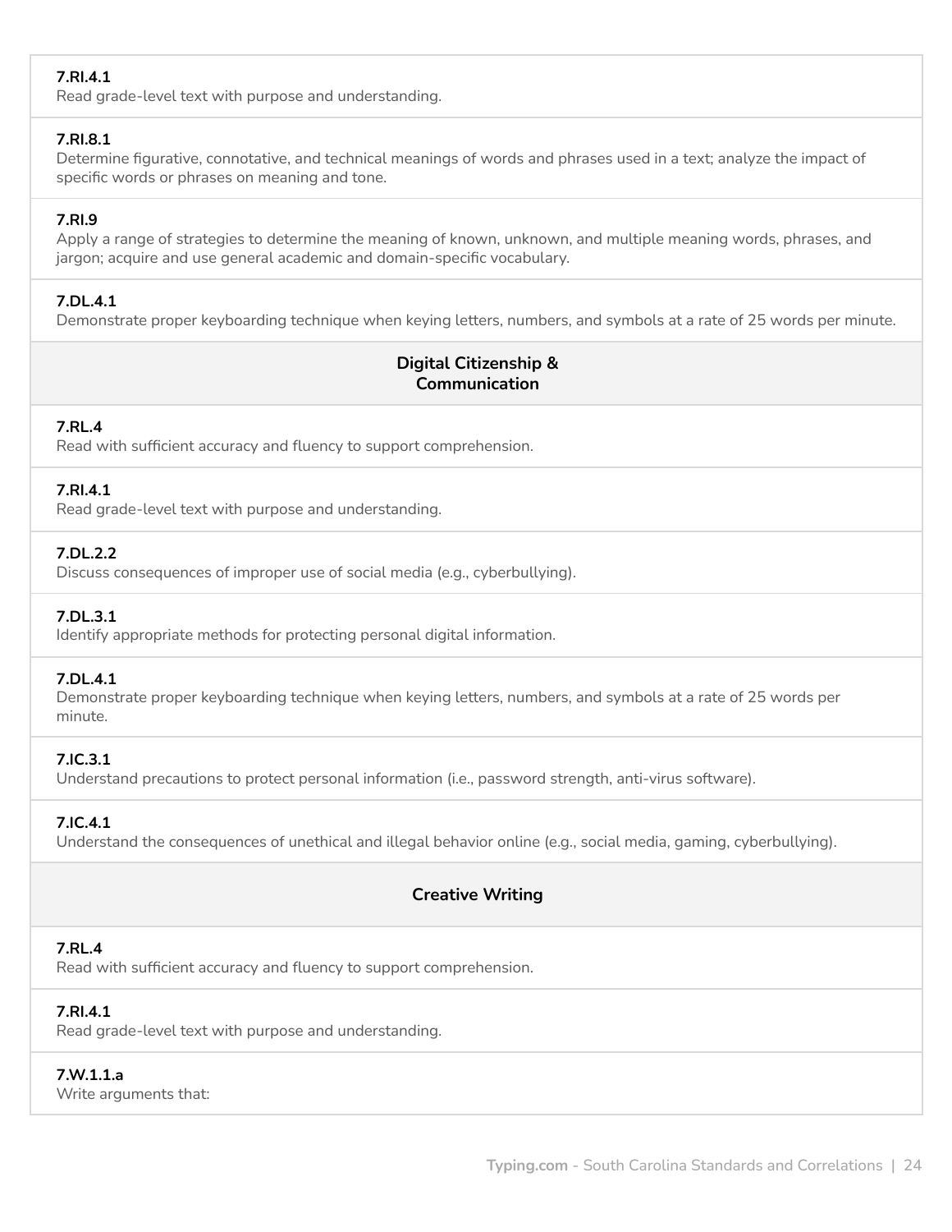**7.RI.4.1**
Read grade-level text with purpose and understanding.

**7.RI.8.1**
Determine figurative, connotative, and technical meanings of words and phrases used in a text; analyze the impact of specific words or phrases on meaning and tone.

**7.RI.9**
Apply a range of strategies to determine the meaning of known, unknown, and multiple meaning words, phrases, and jargon; acquire and use general academic and domain-specific vocabulary.

**7.DL.4.1**
Demonstrate proper keyboarding technique when keying letters, numbers, and symbols at a rate of 25 words per minute.

## Digital Citizenship & Communication

**7.RL.4**
Read with sufficient accuracy and fluency to support comprehension.

**7.RI.4.1**
Read grade-level text with purpose and understanding.

**7.DL.2.2**
Discuss consequences of improper use of social media (e.g., cyberbullying).

**7.DL.3.1**
Identify appropriate methods for protecting personal digital information.

**7.DL.4.1**
Demonstrate proper keyboarding technique when keying letters, numbers, and symbols at a rate of 25 words per minute.

**7.IC.3.1**
Understand precautions to protect personal information (i.e., password strength, anti-virus software).

**7.IC.4.1**
Understand the consequences of unethical and illegal behavior online (e.g., social media, gaming, cyberbullying).

## Creative Writing

**7.RL.4**
Read with sufficient accuracy and fluency to support comprehension.

**7.RI.4.1**
Read grade-level text with purpose and understanding.

**7.W.1.1.a**
Write arguments that: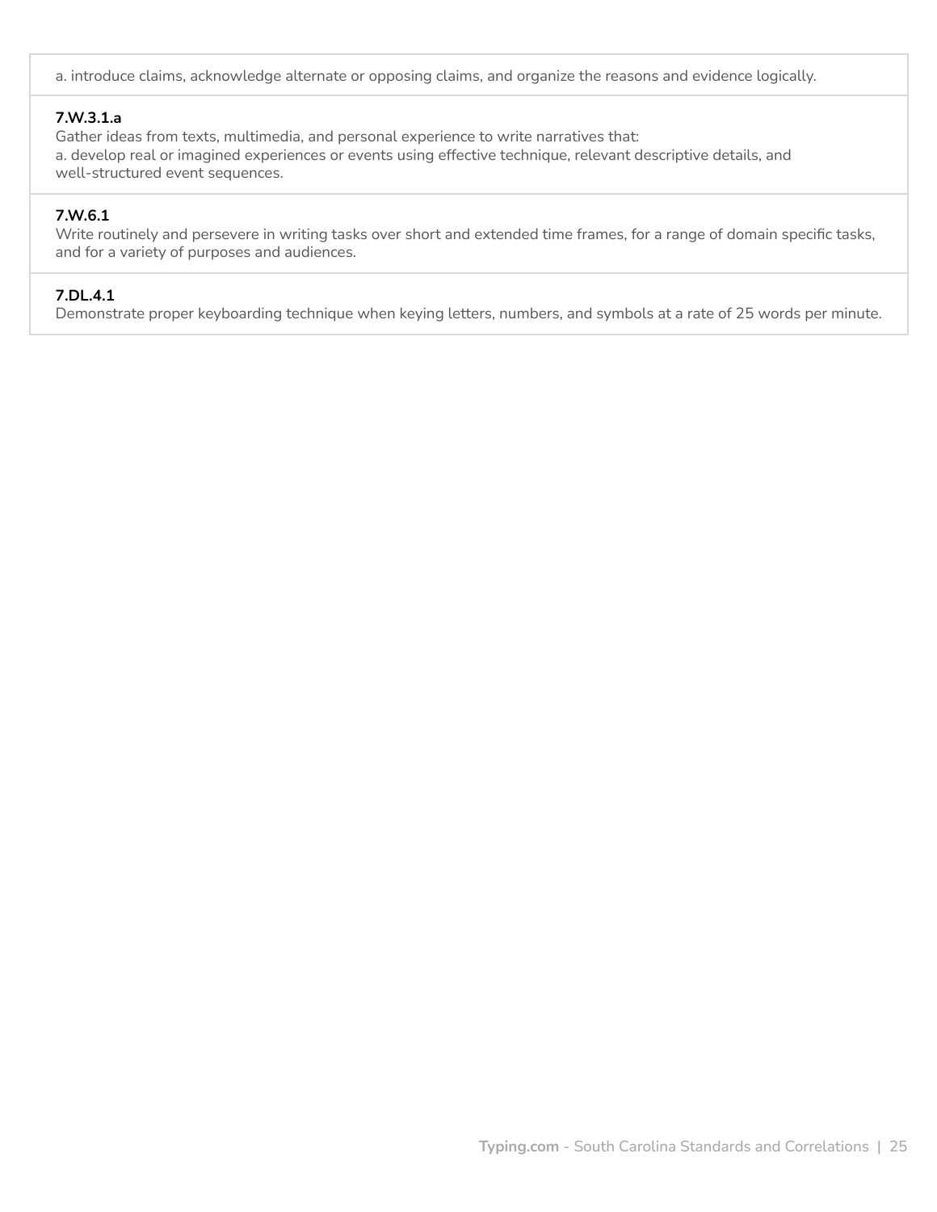a. introduce claims, acknowledge alternate or opposing claims, and organize the reasons and evidence logically.

**7.W.3.1.a**
Gather ideas from texts, multimedia, and personal experience to write narratives that:
a. develop real or imagined experiences or events using effective technique, relevant descriptive details, and well-structured event sequences.

**7.W.6.1**
Write routinely and persevere in writing tasks over short and extended time frames, for a range of domain specific tasks, and for a variety of purposes and audiences.

**7.DL.4.1**
Demonstrate proper keyboarding technique when keying letters, numbers, and symbols at a rate of 25 words per minute.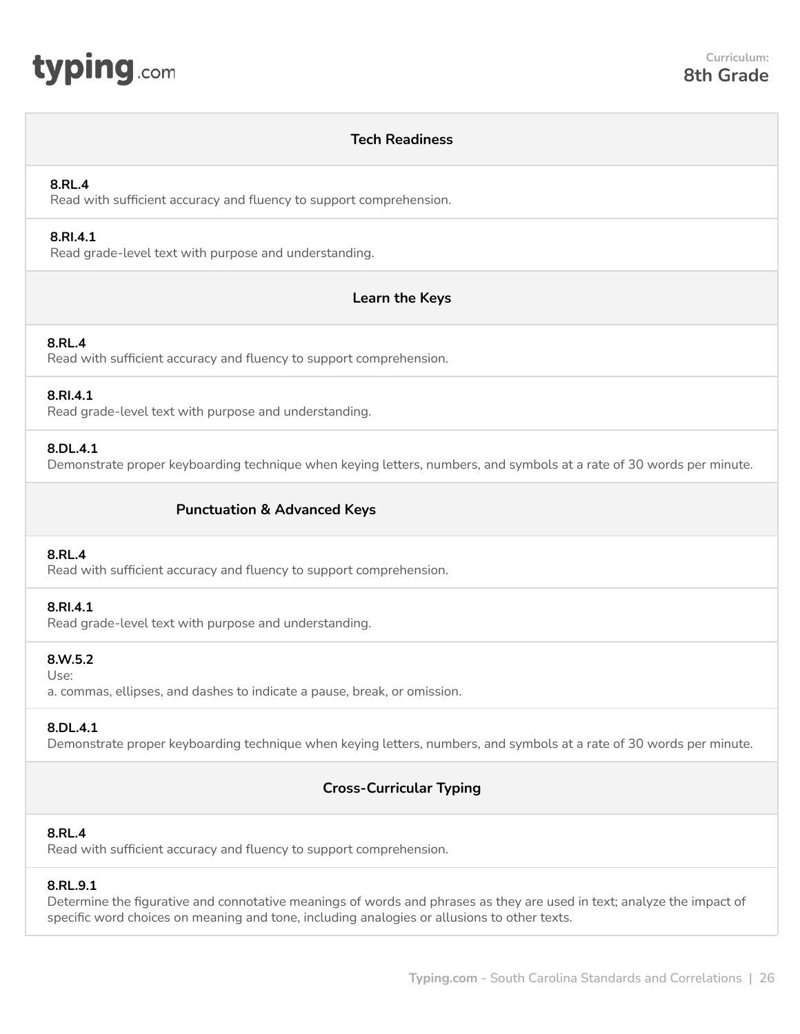Curriculum:
**8th Grade**

### Tech Readiness

**8.RL.4**
Read with sufficient accuracy and fluency to support comprehension.

**8.RI.4.1**
Read grade-level text with purpose and understanding.

### Learn the Keys

**8.RL.4**
Read with sufficient accuracy and fluency to support comprehension.

**8.RI.4.1**
Read grade-level text with purpose and understanding.

**8.DL.4.1**
Demonstrate proper keyboarding technique when keying letters, numbers, and symbols at a rate of 30 words per minute.

### Punctuation & Advanced Keys

**8.RL.4**
Read with sufficient accuracy and fluency to support comprehension.

**8.RI.4.1**
Read grade-level text with purpose and understanding.

**8.W.5.2**
Use:
a. commas, ellipses, and dashes to indicate a pause, break, or omission.

**8.DL.4.1**
Demonstrate proper keyboarding technique when keying letters, numbers, and symbols at a rate of 30 words per minute.

### Cross-Curricular Typing

**8.RL.4**
Read with sufficient accuracy and fluency to support comprehension.

**8.RL.9.1**
Determine the figurative and connotative meanings of words and phrases as they are used in text; analyze the impact of specific word choices on meaning and tone, including analogies or allusions to other texts.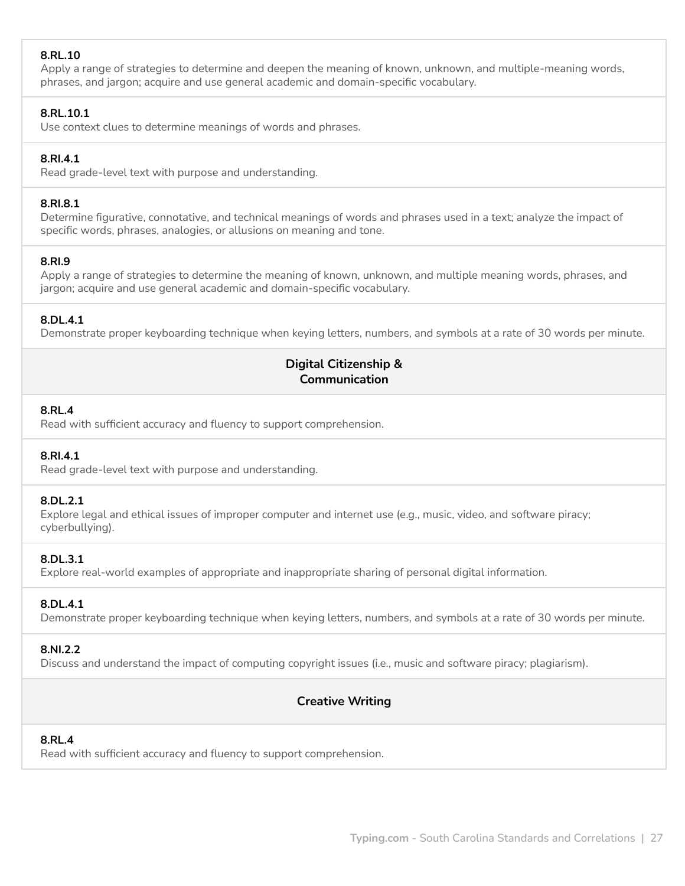**8.RL.10**
Apply a range of strategies to determine and deepen the meaning of known, unknown, and multiple-meaning words, phrases, and jargon; acquire and use general academic and domain-specific vocabulary.

**8.RL.10.1**
Use context clues to determine meanings of words and phrases.

**8.RI.4.1**
Read grade-level text with purpose and understanding.

**8.RI.8.1**
Determine figurative, connotative, and technical meanings of words and phrases used in a text; analyze the impact of specific words, phrases, analogies, or allusions on meaning and tone.

**8.RI.9**
Apply a range of strategies to determine the meaning of known, unknown, and multiple meaning words, phrases, and jargon; acquire and use general academic and domain-specific vocabulary.

**8.DL.4.1**
Demonstrate proper keyboarding technique when keying letters, numbers, and symbols at a rate of 30 words per minute.

## Digital Citizenship & Communication

**8.RL.4**
Read with sufficient accuracy and fluency to support comprehension.

**8.RI.4.1**
Read grade-level text with purpose and understanding.

**8.DL.2.1**
Explore legal and ethical issues of improper computer and internet use (e.g., music, video, and software piracy; cyberbullying).

**8.DL.3.1**
Explore real-world examples of appropriate and inappropriate sharing of personal digital information.

**8.DL.4.1**
Demonstrate proper keyboarding technique when keying letters, numbers, and symbols at a rate of 30 words per minute.

**8.NI.2.2**
Discuss and understand the impact of computing copyright issues (i.e., music and software piracy; plagiarism).

## Creative Writing

**8.RL.4**
Read with sufficient accuracy and fluency to support comprehension.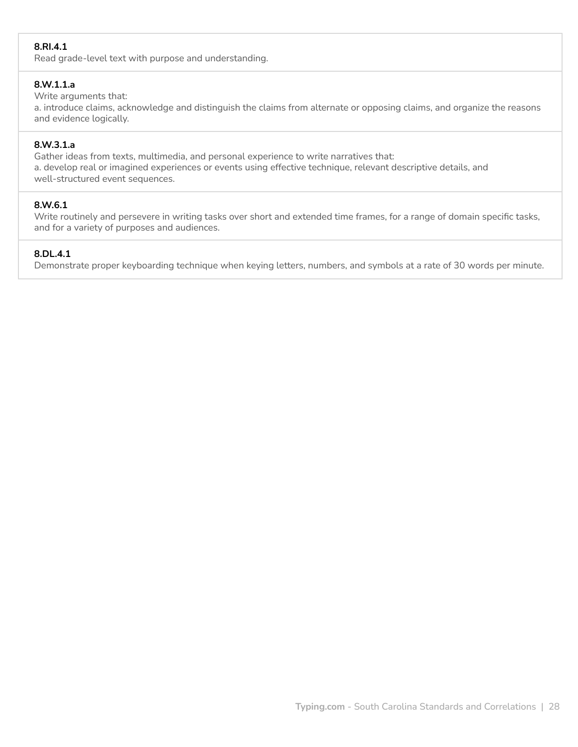**8.RI.4.1**
Read grade-level text with purpose and understanding.

**8.W.1.1.a**
Write arguments that:
a. introduce claims, acknowledge and distinguish the claims from alternate or opposing claims, and organize the reasons and evidence logically.

**8.W.3.1.a**
Gather ideas from texts, multimedia, and personal experience to write narratives that:
a. develop real or imagined experiences or events using effective technique, relevant descriptive details, and well-structured event sequences.

**8.W.6.1**
Write routinely and persevere in writing tasks over short and extended time frames, for a range of domain specific tasks, and for a variety of purposes and audiences.

**8.DL.4.1**
Demonstrate proper keyboarding technique when keying letters, numbers, and symbols at a rate of 30 words per minute.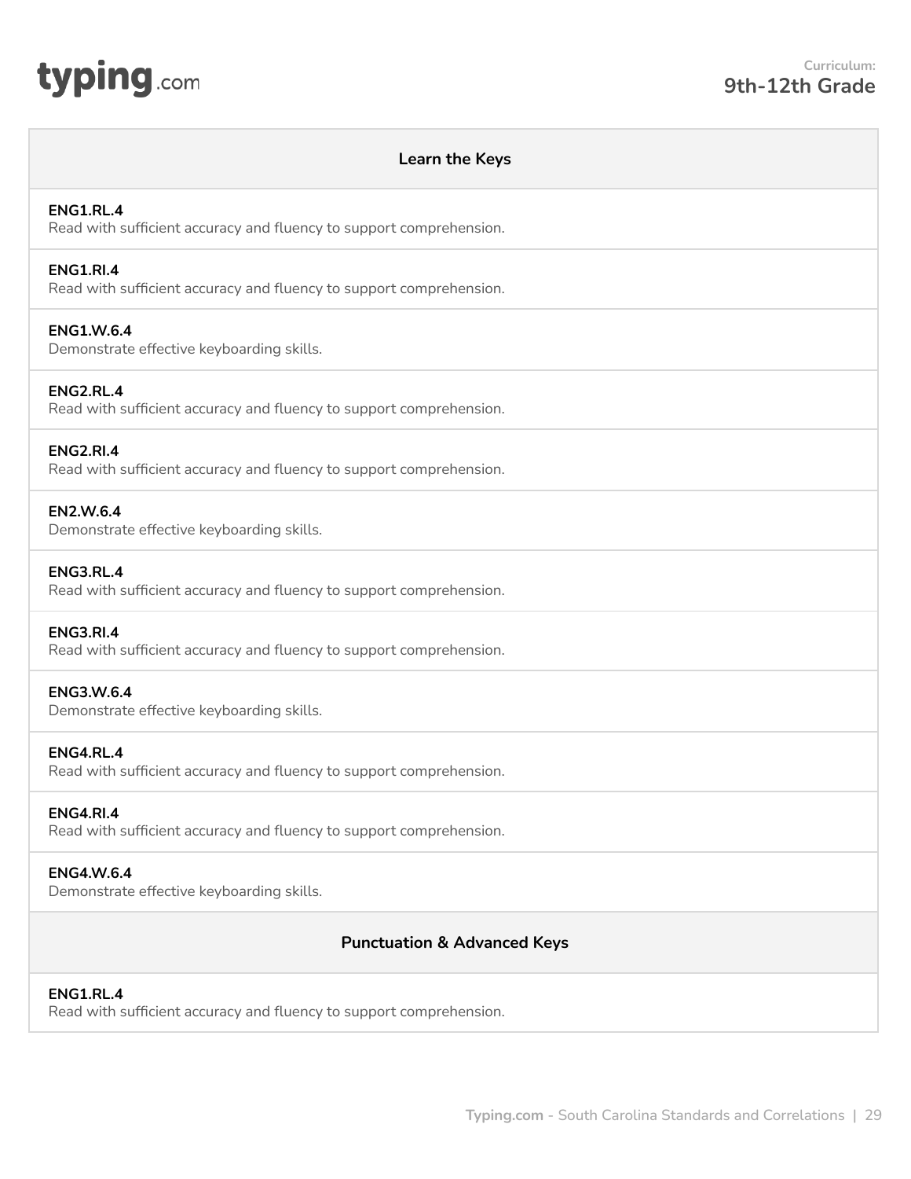| Learn the Keys |
| --- |
| **ENG1.RL.4**<br>Read with sufficient accuracy and fluency to support comprehension. |
| **ENG1.RI.4**<br>Read with sufficient accuracy and fluency to support comprehension. |
| **ENG1.W.6.4**<br>Demonstrate effective keyboarding skills. |
| **ENG2.RL.4**<br>Read with sufficient accuracy and fluency to support comprehension. |
| **ENG2.RI.4**<br>Read with sufficient accuracy and fluency to support comprehension. |
| **EN2.W.6.4**<br>Demonstrate effective keyboarding skills. |
| **ENG3.RL.4**<br>Read with sufficient accuracy and fluency to support comprehension. |
| **ENG3.RI.4**<br>Read with sufficient accuracy and fluency to support comprehension. |
| **ENG3.W.6.4**<br>Demonstrate effective keyboarding skills. |
| **ENG4.RL.4**<br>Read with sufficient accuracy and fluency to support comprehension. |
| **ENG4.RI.4**<br>Read with sufficient accuracy and fluency to support comprehension. |
| **ENG4.W.6.4**<br>Demonstrate effective keyboarding skills. |
| **Punctuation & Advanced Keys** |
| **ENG1.RL.4**<br>Read with sufficient accuracy and fluency to support comprehension. |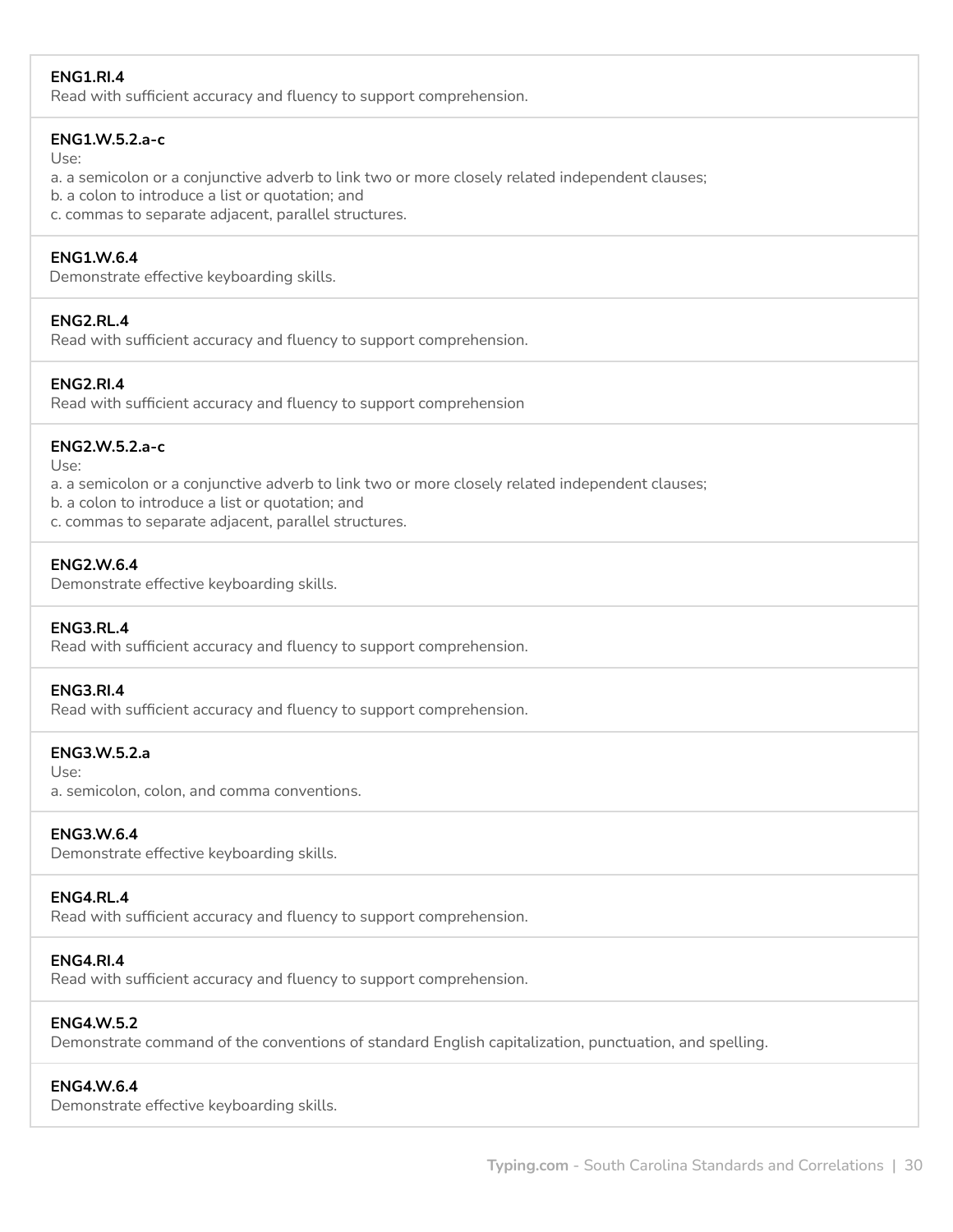**ENG1.RI.4**
Read with sufficient accuracy and fluency to support comprehension.

**ENG1.W.5.2.a-c**
Use:
a. a semicolon or a conjunctive adverb to link two or more closely related independent clauses;
b. a colon to introduce a list or quotation; and
c. commas to separate adjacent, parallel structures.

**ENG1.W.6.4**
Demonstrate effective keyboarding skills.

**ENG2.RL.4**
Read with sufficient accuracy and fluency to support comprehension.

**ENG2.RI.4**
Read with sufficient accuracy and fluency to support comprehension

**ENG2.W.5.2.a-c**
Use:
a. a semicolon or a conjunctive adverb to link two or more closely related independent clauses;
b. a colon to introduce a list or quotation; and
c. commas to separate adjacent, parallel structures.

**ENG2.W.6.4**
Demonstrate effective keyboarding skills.

**ENG3.RL.4**
Read with sufficient accuracy and fluency to support comprehension.

**ENG3.RI.4**
Read with sufficient accuracy and fluency to support comprehension.

**ENG3.W.5.2.a**
Use:
a. semicolon, colon, and comma conventions.

**ENG3.W.6.4**
Demonstrate effective keyboarding skills.

**ENG4.RL.4**
Read with sufficient accuracy and fluency to support comprehension.

**ENG4.RI.4**
Read with sufficient accuracy and fluency to support comprehension.

**ENG4.W.5.2**
Demonstrate command of the conventions of standard English capitalization, punctuation, and spelling.

**ENG4.W.6.4**
Demonstrate effective keyboarding skills.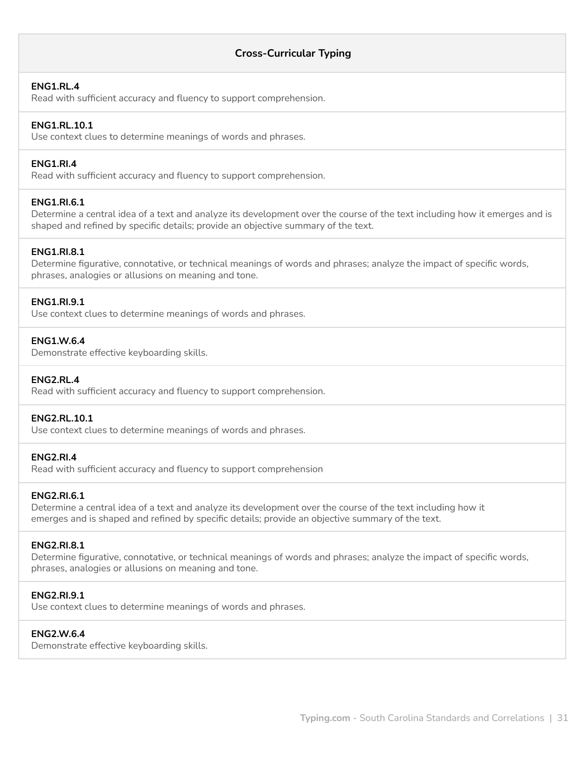## Cross-Curricular Typing

**ENG1.RL.4**
Read with sufficient accuracy and fluency to support comprehension.

**ENG1.RL.10.1**
Use context clues to determine meanings of words and phrases.

**ENG1.RI.4**
Read with sufficient accuracy and fluency to support comprehension.

**ENG1.RI.6.1**
Determine a central idea of a text and analyze its development over the course of the text including how it emerges and is shaped and refined by specific details; provide an objective summary of the text.

**ENG1.RI.8.1**
Determine figurative, connotative, or technical meanings of words and phrases; analyze the impact of specific words, phrases, analogies or allusions on meaning and tone.

**ENG1.RI.9.1**
Use context clues to determine meanings of words and phrases.

**ENG1.W.6.4**
Demonstrate effective keyboarding skills.

**ENG2.RL.4**
Read with sufficient accuracy and fluency to support comprehension.

**ENG2.RL.10.1**
Use context clues to determine meanings of words and phrases.

**ENG2.RI.4**
Read with sufficient accuracy and fluency to support comprehension

**ENG2.RI.6.1**
Determine a central idea of a text and analyze its development over the course of the text including how it emerges and is shaped and refined by specific details; provide an objective summary of the text.

**ENG2.RI.8.1**
Determine figurative, connotative, or technical meanings of words and phrases; analyze the impact of specific words, phrases, analogies or allusions on meaning and tone.

**ENG2.RI.9.1**
Use context clues to determine meanings of words and phrases.

**ENG2.W.6.4**
Demonstrate effective keyboarding skills.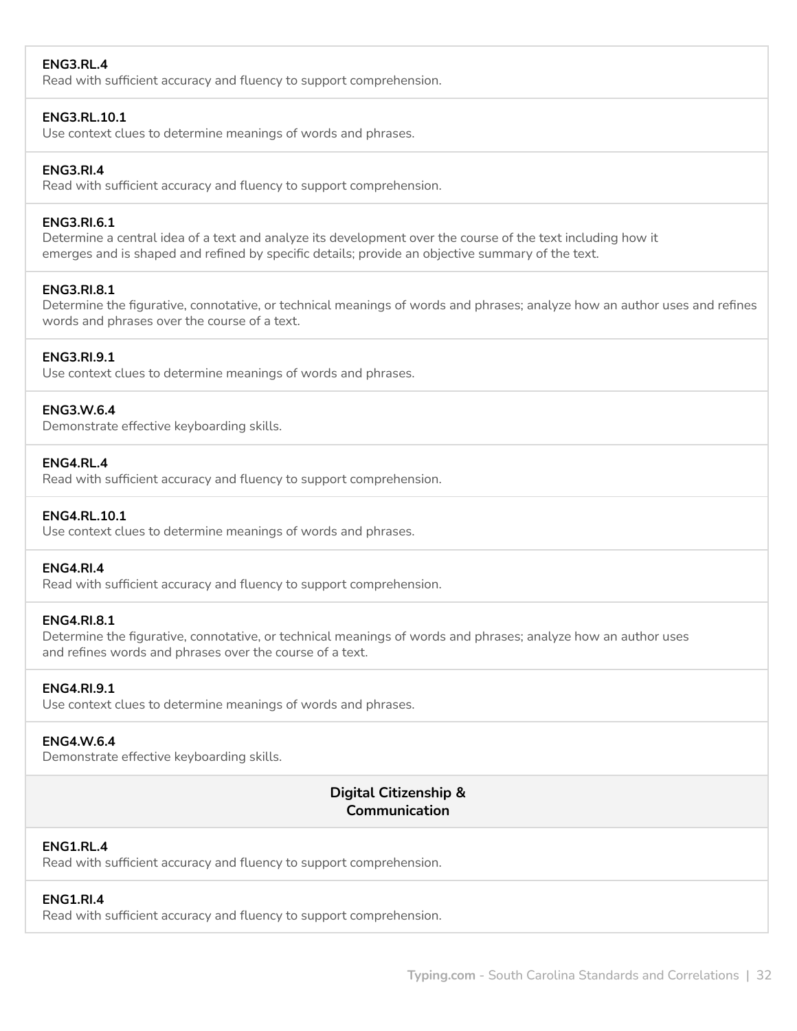**ENG3.RL.4**
Read with sufficient accuracy and fluency to support comprehension.

**ENG3.RL.10.1**
Use context clues to determine meanings of words and phrases.

**ENG3.RI.4**
Read with sufficient accuracy and fluency to support comprehension.

**ENG3.RI.6.1**
Determine a central idea of a text and analyze its development over the course of the text including how it emerges and is shaped and refined by specific details; provide an objective summary of the text.

**ENG3.RI.8.1**
Determine the figurative, connotative, or technical meanings of words and phrases; analyze how an author uses and refines words and phrases over the course of a text.

**ENG3.RI.9.1**
Use context clues to determine meanings of words and phrases.

**ENG3.W.6.4**
Demonstrate effective keyboarding skills.

**ENG4.RL.4**
Read with sufficient accuracy and fluency to support comprehension.

**ENG4.RL.10.1**
Use context clues to determine meanings of words and phrases.

**ENG4.RI.4**
Read with sufficient accuracy and fluency to support comprehension.

**ENG4.RI.8.1**
Determine the figurative, connotative, or technical meanings of words and phrases; analyze how an author uses and refines words and phrases over the course of a text.

**ENG4.RI.9.1**
Use context clues to determine meanings of words and phrases.

**ENG4.W.6.4**
Demonstrate effective keyboarding skills.

## Digital Citizenship & Communication

**ENG1.RL.4**
Read with sufficient accuracy and fluency to support comprehension.

**ENG1.RI.4**
Read with sufficient accuracy and fluency to support comprehension.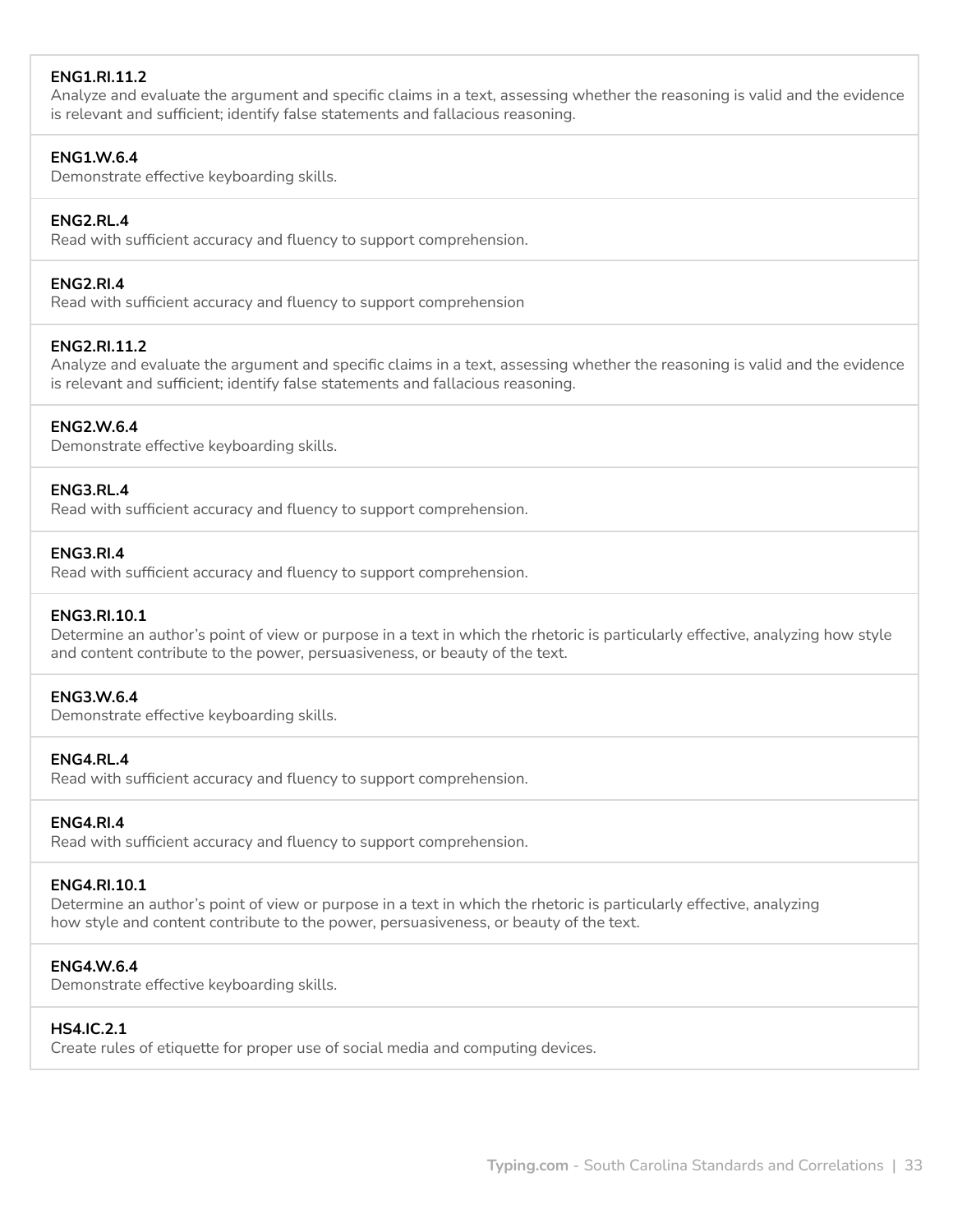**ENG1.RI.11.2**
Analyze and evaluate the argument and specific claims in a text, assessing whether the reasoning is valid and the evidence is relevant and sufficient; identify false statements and fallacious reasoning.

**ENG1.W.6.4**
Demonstrate effective keyboarding skills.

**ENG2.RL.4**
Read with sufficient accuracy and fluency to support comprehension.

**ENG2.RI.4**
Read with sufficient accuracy and fluency to support comprehension

**ENG2.RI.11.2**
Analyze and evaluate the argument and specific claims in a text, assessing whether the reasoning is valid and the evidence is relevant and sufficient; identify false statements and fallacious reasoning.

**ENG2.W.6.4**
Demonstrate effective keyboarding skills.

**ENG3.RL.4**
Read with sufficient accuracy and fluency to support comprehension.

**ENG3.RI.4**
Read with sufficient accuracy and fluency to support comprehension.

**ENG3.RI.10.1**
Determine an author's point of view or purpose in a text in which the rhetoric is particularly effective, analyzing how style and content contribute to the power, persuasiveness, or beauty of the text.

**ENG3.W.6.4**
Demonstrate effective keyboarding skills.

**ENG4.RL.4**
Read with sufficient accuracy and fluency to support comprehension.

**ENG4.RI.4**
Read with sufficient accuracy and fluency to support comprehension.

**ENG4.RI.10.1**
Determine an author's point of view or purpose in a text in which the rhetoric is particularly effective, analyzing how style and content contribute to the power, persuasiveness, or beauty of the text.

**ENG4.W.6.4**
Demonstrate effective keyboarding skills.

**HS4.IC.2.1**
Create rules of etiquette for proper use of social media and computing devices.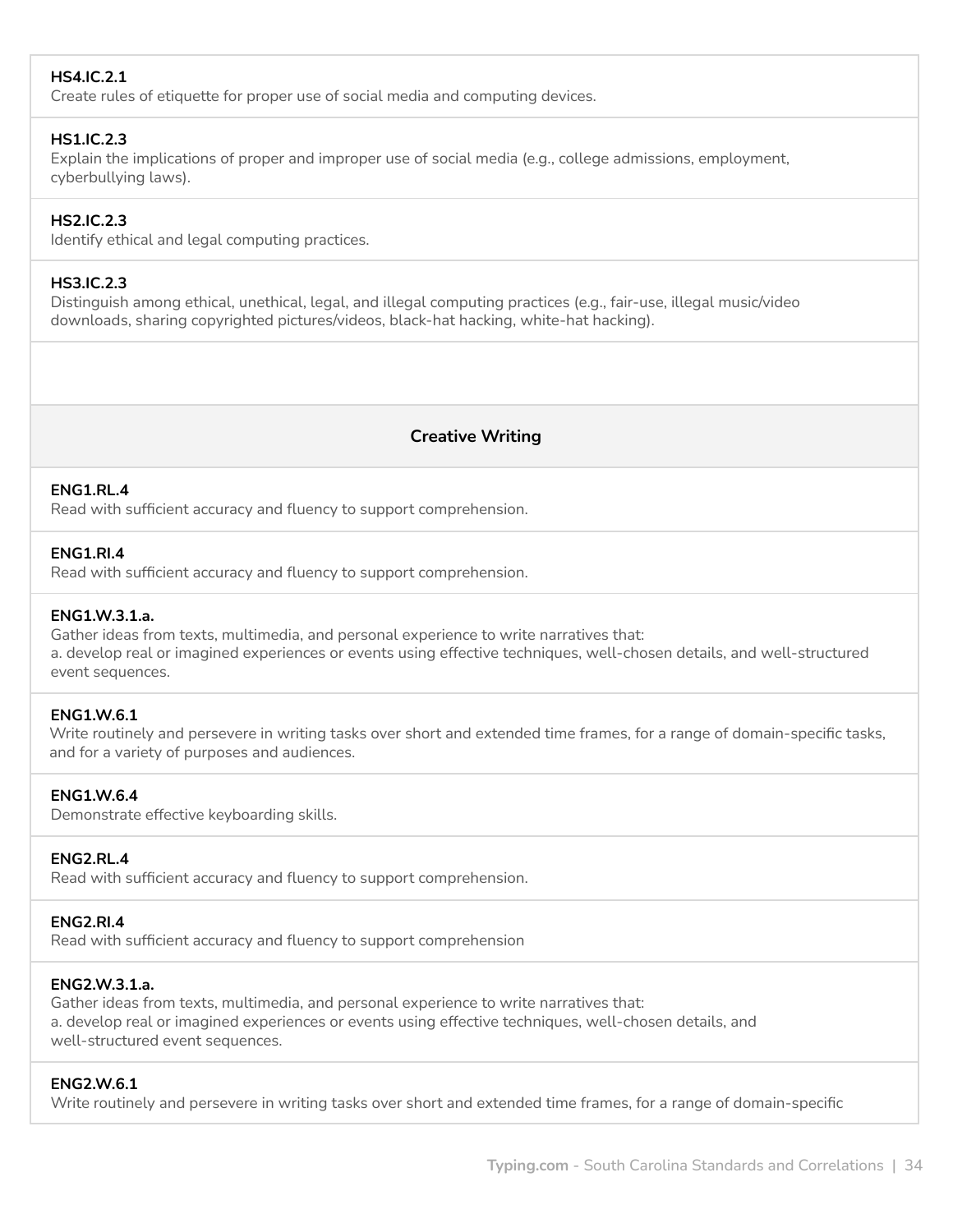**HS4.IC.2.1**
Create rules of etiquette for proper use of social media and computing devices.

**HS1.IC.2.3**
Explain the implications of proper and improper use of social media (e.g., college admissions, employment, cyberbullying laws).

**HS2.IC.2.3**
Identify ethical and legal computing practices.

**HS3.IC.2.3**
Distinguish among ethical, unethical, legal, and illegal computing practices (e.g., fair-use, illegal music/video downloads, sharing copyrighted pictures/videos, black-hat hacking, white-hat hacking).

## Creative Writing

**ENG1.RL.4**
Read with sufficient accuracy and fluency to support comprehension.

**ENG1.RI.4**
Read with sufficient accuracy and fluency to support comprehension.

**ENG1.W.3.1.a.**
Gather ideas from texts, multimedia, and personal experience to write narratives that:
a. develop real or imagined experiences or events using effective techniques, well-chosen details, and well-structured event sequences.

**ENG1.W.6.1**
Write routinely and persevere in writing tasks over short and extended time frames, for a range of domain-specific tasks, and for a variety of purposes and audiences.

**ENG1.W.6.4**
Demonstrate effective keyboarding skills.

**ENG2.RL.4**
Read with sufficient accuracy and fluency to support comprehension.

**ENG2.RI.4**
Read with sufficient accuracy and fluency to support comprehension

**ENG2.W.3.1.a.**
Gather ideas from texts, multimedia, and personal experience to write narratives that:
a. develop real or imagined experiences or events using effective techniques, well-chosen details, and well-structured event sequences.

**ENG2.W.6.1**
Write routinely and persevere in writing tasks over short and extended time frames, for a range of domain-specific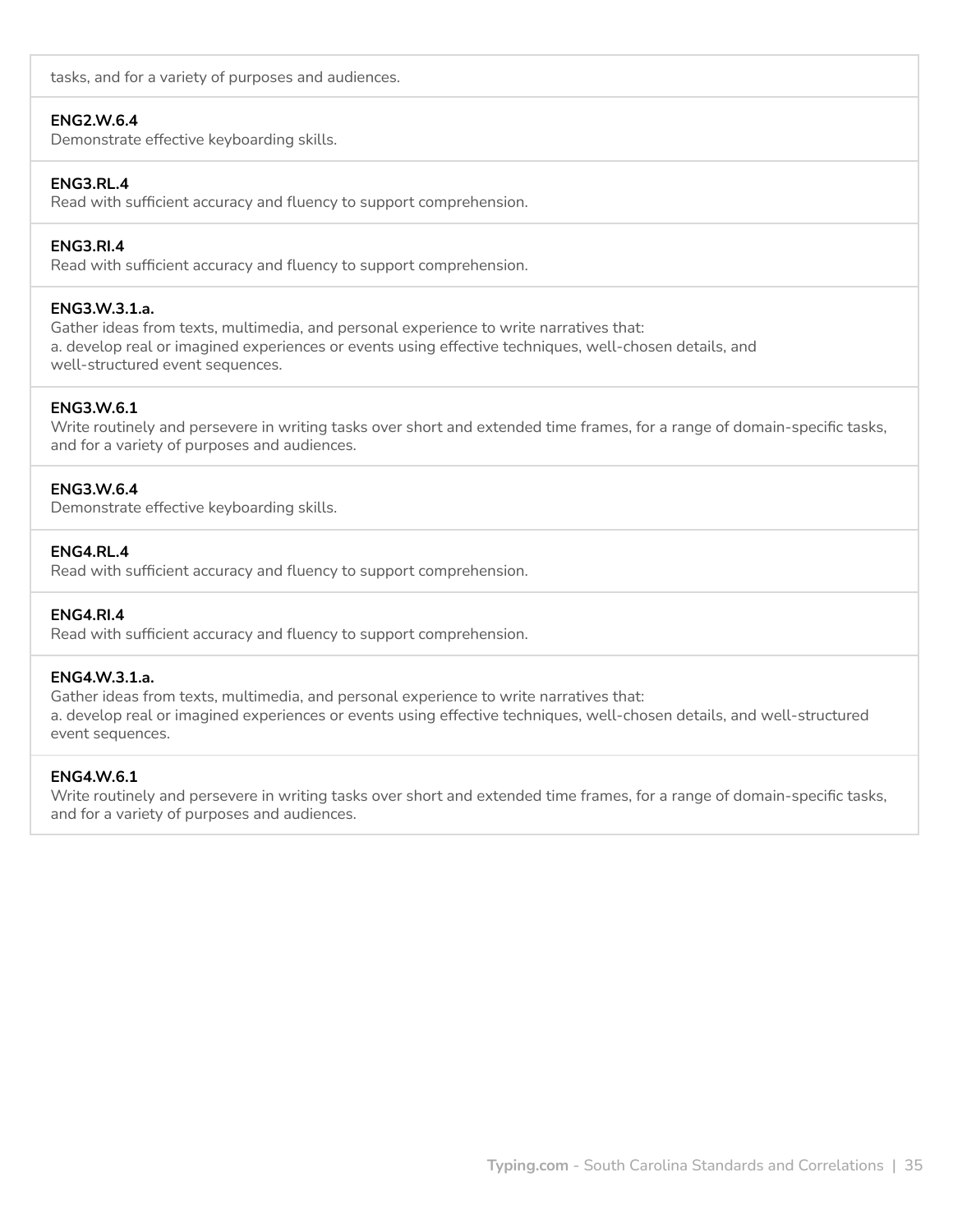tasks, and for a variety of purposes and audiences.

**ENG2.W.6.4**
Demonstrate effective keyboarding skills.

**ENG3.RL.4**
Read with sufficient accuracy and fluency to support comprehension.

**ENG3.RI.4**
Read with sufficient accuracy and fluency to support comprehension.

**ENG3.W.3.1.a.**
Gather ideas from texts, multimedia, and personal experience to write narratives that:
a. develop real or imagined experiences or events using effective techniques, well-chosen details, and well-structured event sequences.

**ENG3.W.6.1**
Write routinely and persevere in writing tasks over short and extended time frames, for a range of domain-specific tasks, and for a variety of purposes and audiences.

**ENG3.W.6.4**
Demonstrate effective keyboarding skills.

**ENG4.RL.4**
Read with sufficient accuracy and fluency to support comprehension.

**ENG4.RI.4**
Read with sufficient accuracy and fluency to support comprehension.

**ENG4.W.3.1.a.**
Gather ideas from texts, multimedia, and personal experience to write narratives that:
a. develop real or imagined experiences or events using effective techniques, well-chosen details, and well-structured event sequences.

**ENG4.W.6.1**
Write routinely and persevere in writing tasks over short and extended time frames, for a range of domain-specific tasks, and for a variety of purposes and audiences.